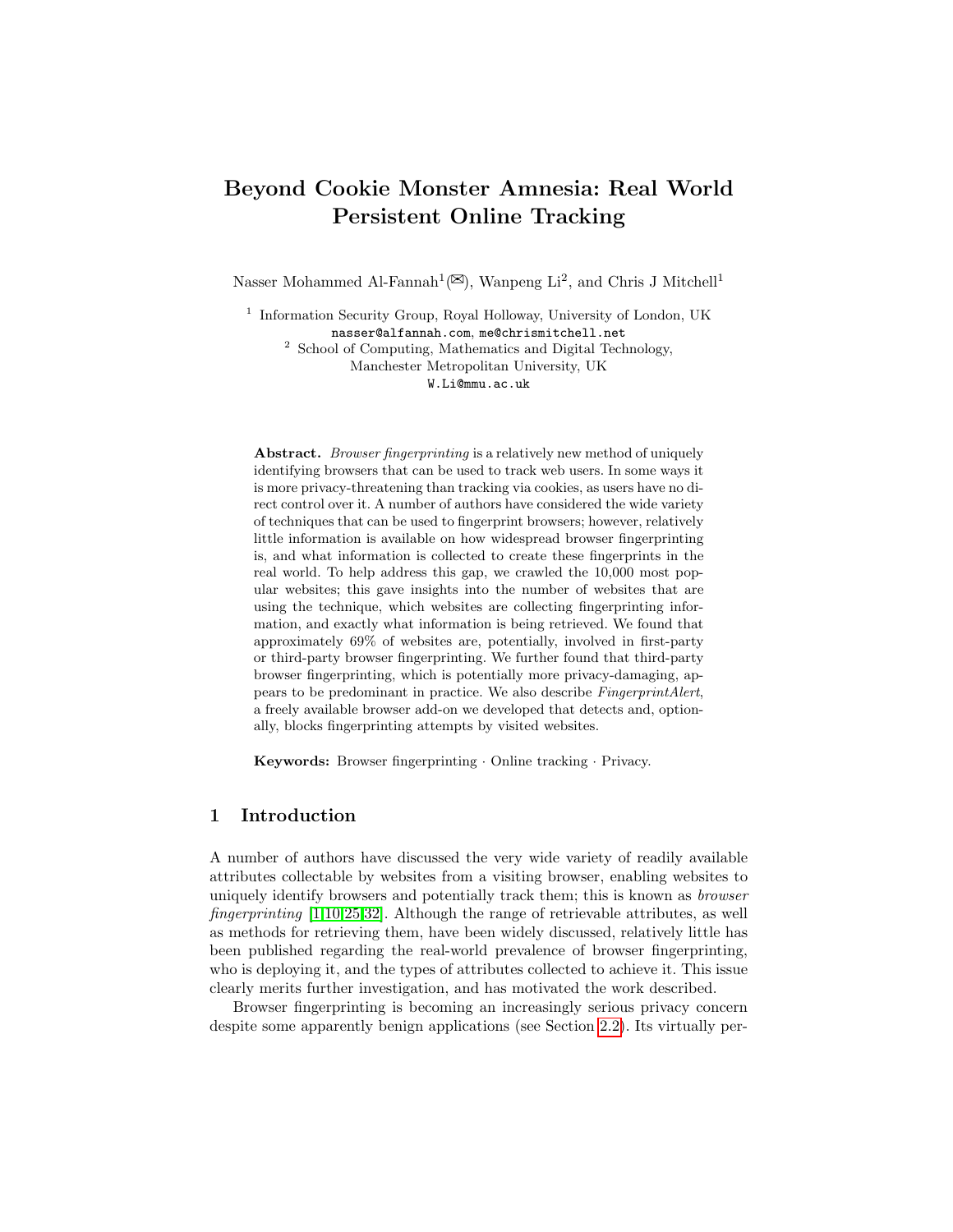# Beyond Cookie Monster Amnesia: Real World Persistent Online Tracking

Nasser Mohammed Al-Fannah[1](✉), Wanpeng Li[2], and Chris J Mitchell[1]

[1] Information Security Group, Royal Holloway, University of London, UK
nasser@alfannah.com, me@chrismitchell.net

[2] School of Computing, Mathematics and Digital Technology, Manchester Metropolitan University, UK
W.Li@mmu.ac.uk

**Abstract.** *Browser fingerprinting* is a relatively new method of uniquely identifying browsers that can be used to track web users. In some ways it is more privacy-threatening than tracking via cookies, as users have no direct control over it. A number of authors have considered the wide variety of techniques that can be used to fingerprint browsers; however, relatively little information is available on how widespread browser fingerprinting is, and what information is collected to create these fingerprints in the real world. To help address this gap, we crawled the 10,000 most popular websites; this gave insights into the number of websites that are using the technique, which websites are collecting fingerprinting information, and exactly what information is being retrieved. We found that approximately 69% of websites are, potentially, involved in first-party or third-party browser fingerprinting. We further found that third-party browser fingerprinting, which is potentially more privacy-damaging, appears to be predominant in practice. We also describe *FingerprintAlert*, a freely available browser add-on we developed that detects and, optionally, blocks fingerprinting attempts by visited websites.

**Keywords:** Browser fingerprinting · Online tracking · Privacy.

## 1 Introduction

A number of authors have discussed the very wide variety of readily available attributes collectable by websites from a visiting browser, enabling websites to uniquely identify browsers and potentially track them; this is known as *browser fingerprinting* [1,10,25,32]. Although the range of retrievable attributes, as well as methods for retrieving them, have been widely discussed, relatively little has been published regarding the real-world prevalence of browser fingerprinting, who is deploying it, and the types of attributes collected to achieve it. This issue clearly merits further investigation, and has motivated the work described.

Browser fingerprinting is becoming an increasingly serious privacy concern despite some apparently benign applications (see Section 2.2). Its virtually per-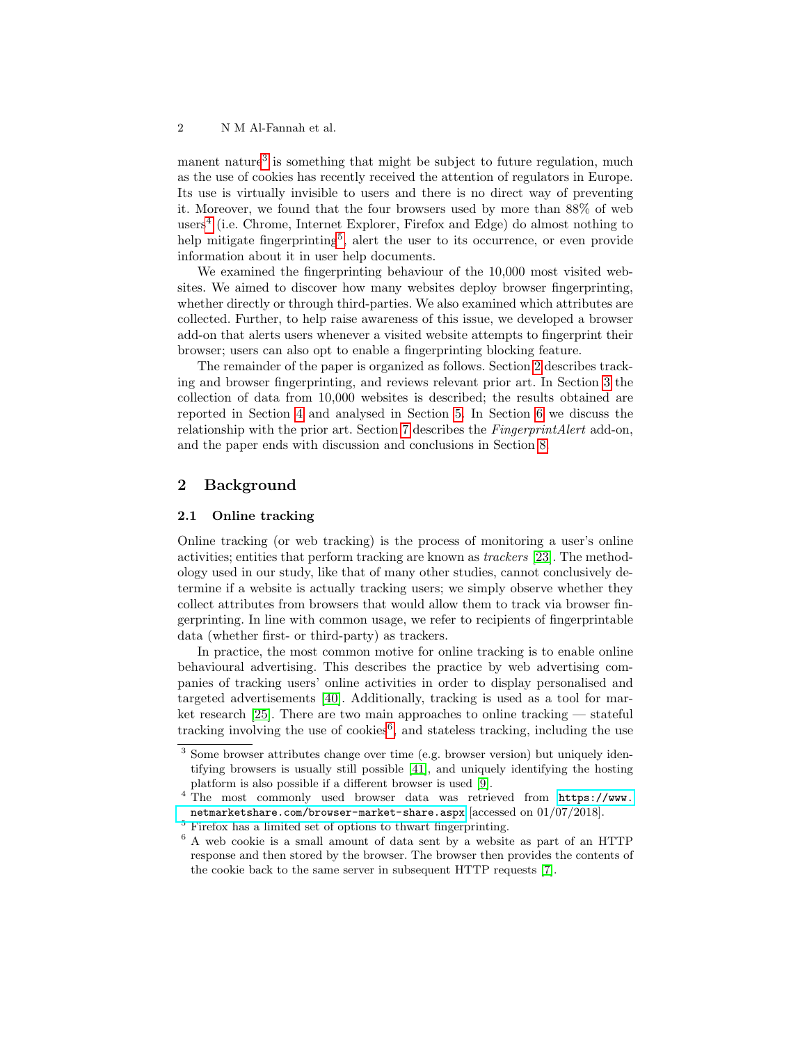manent nature[3] is something that might be subject to future regulation, much as the use of cookies has recently received the attention of regulators in Europe. Its use is virtually invisible to users and there is no direct way of preventing it. Moreover, we found that the four browsers used by more than 88% of web users[4] (i.e. Chrome, Internet Explorer, Firefox and Edge) do almost nothing to help mitigate fingerprinting[5], alert the user to its occurrence, or even provide information about it in user help documents.

We examined the fingerprinting behaviour of the 10,000 most visited websites. We aimed to discover how many websites deploy browser fingerprinting, whether directly or through third-parties. We also examined which attributes are collected. Further, to help raise awareness of this issue, we developed a browser add-on that alerts users whenever a visited website attempts to fingerprint their browser; users can also opt to enable a fingerprinting blocking feature.

The remainder of the paper is organized as follows. Section 2 describes tracking and browser fingerprinting, and reviews relevant prior art. In Section 3 the collection of data from 10,000 websites is described; the results obtained are reported in Section 4 and analysed in Section 5. In Section 6 we discuss the relationship with the prior art. Section 7 describes the *FingerprintAlert* add-on, and the paper ends with discussion and conclusions in Section 8.

## 2 Background

### 2.1 Online tracking

Online tracking (or web tracking) is the process of monitoring a user's online activities; entities that perform tracking are known as *trackers* [23]. The methodology used in our study, like that of many other studies, cannot conclusively determine if a website is actually tracking users; we simply observe whether they collect attributes from browsers that would allow them to track via browser fingerprinting. In line with common usage, we refer to recipients of fingerprintable data (whether first- or third-party) as trackers.

In practice, the most common motive for online tracking is to enable online behavioural advertising. This describes the practice by web advertising companies of tracking users' online activities in order to display personalised and targeted advertisements [40]. Additionally, tracking is used as a tool for market research [25]. There are two main approaches to online tracking — stateful tracking involving the use of cookies[6], and stateless tracking, including the use

---

[3] Some browser attributes change over time (e.g. browser version) but uniquely identifying browsers is usually still possible [41], and uniquely identifying the hosting platform is also possible if a different browser is used [9].

[4] The most commonly used browser data was retrieved from https://www.netmarketshare.com/browser-market-share.aspx [accessed on 01/07/2018].

[5] Firefox has a limited set of options to thwart fingerprinting.

[6] A web cookie is a small amount of data sent by a website as part of an HTTP response and then stored by the browser. The browser then provides the contents of the cookie back to the same server in subsequent HTTP requests [7].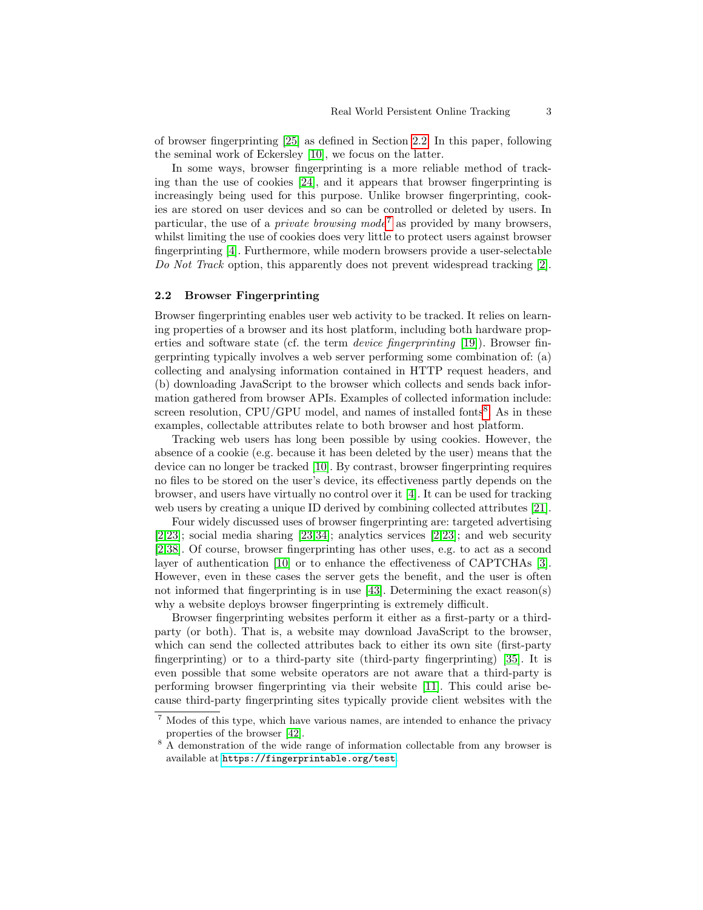of browser fingerprinting [25] as defined in Section 2.2. In this paper, following the seminal work of Eckersley [10], we focus on the latter.

In some ways, browser fingerprinting is a more reliable method of tracking than the use of cookies [24], and it appears that browser fingerprinting is increasingly being used for this purpose. Unlike browser fingerprinting, cookies are stored on user devices and so can be controlled or deleted by users. In particular, the use of a *private browsing mode*[7] as provided by many browsers, whilst limiting the use of cookies does very little to protect users against browser fingerprinting [4]. Furthermore, while modern browsers provide a user-selectable *Do Not Track* option, this apparently does not prevent widespread tracking [2].

### 2.2 Browser Fingerprinting

Browser fingerprinting enables user web activity to be tracked. It relies on learning properties of a browser and its host platform, including both hardware properties and software state (cf. the term *device fingerprinting* [19]). Browser fingerprinting typically involves a web server performing some combination of: (a) collecting and analysing information contained in HTTP request headers, and (b) downloading JavaScript to the browser which collects and sends back information gathered from browser APIs. Examples of collected information include: screen resolution, CPU/GPU model, and names of installed fonts[8]. As in these examples, collectable attributes relate to both browser and host platform.

Tracking web users has long been possible by using cookies. However, the absence of a cookie (e.g. because it has been deleted by the user) means that the device can no longer be tracked [10]. By contrast, browser fingerprinting requires no files to be stored on the user's device, its effectiveness partly depends on the browser, and users have virtually no control over it [4]. It can be used for tracking web users by creating a unique ID derived by combining collected attributes [21].

Four widely discussed uses of browser fingerprinting are: targeted advertising [2,23]; social media sharing [23,34]; analytics services [2,23]; and web security [2,38]. Of course, browser fingerprinting has other uses, e.g. to act as a second layer of authentication [10] or to enhance the effectiveness of CAPTCHAs [3]. However, even in these cases the server gets the benefit, and the user is often not informed that fingerprinting is in use [43]. Determining the exact reason(s) why a website deploys browser fingerprinting is extremely difficult.

Browser fingerprinting websites perform it either as a first-party or a third-party (or both). That is, a website may download JavaScript to the browser, which can send the collected attributes back to either its own site (first-party fingerprinting) or to a third-party site (third-party fingerprinting) [35]. It is even possible that some website operators are not aware that a third-party is performing browser fingerprinting via their website [11]. This could arise because third-party fingerprinting sites typically provide client websites with the

[7] Modes of this type, which have various names, are intended to enhance the privacy properties of the browser [42].

[8] A demonstration of the wide range of information collectable from any browser is available at `https://fingerprintable.org/test`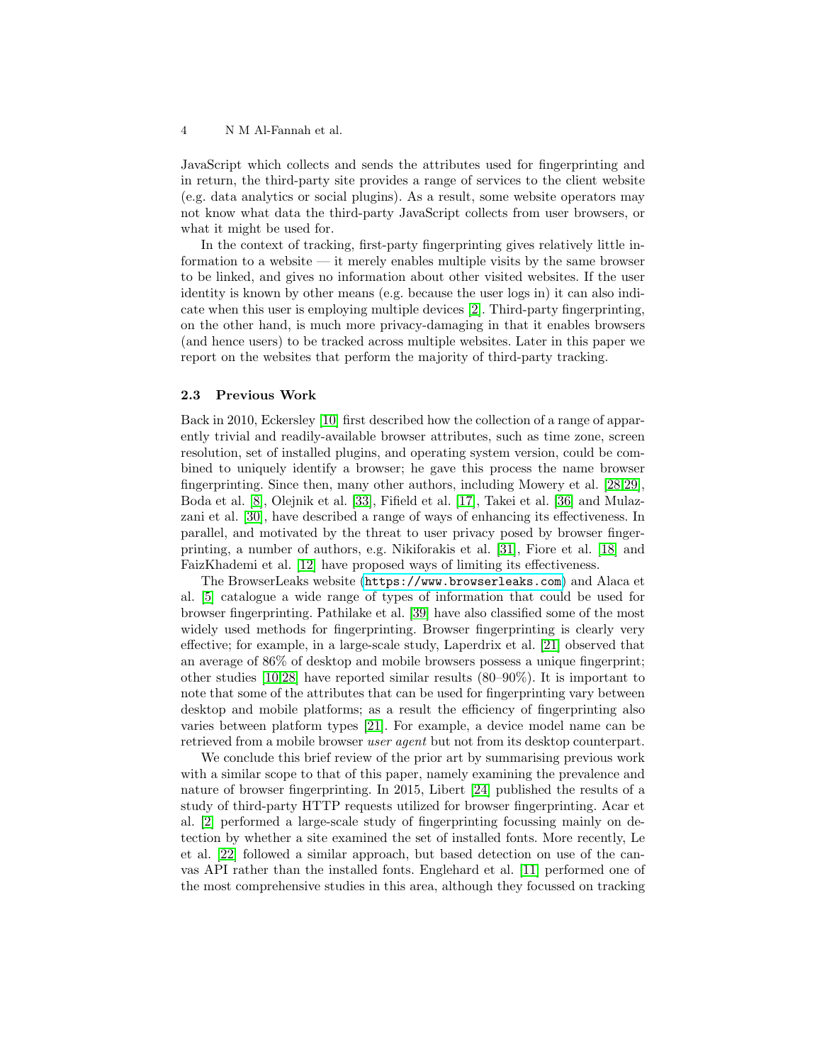JavaScript which collects and sends the attributes used for fingerprinting and in return, the third-party site provides a range of services to the client website (e.g. data analytics or social plugins). As a result, some website operators may not know what data the third-party JavaScript collects from user browsers, or what it might be used for.

In the context of tracking, first-party fingerprinting gives relatively little information to a website — it merely enables multiple visits by the same browser to be linked, and gives no information about other visited websites. If the user identity is known by other means (e.g. because the user logs in) it can also indicate when this user is employing multiple devices [2]. Third-party fingerprinting, on the other hand, is much more privacy-damaging in that it enables browsers (and hence users) to be tracked across multiple websites. Later in this paper we report on the websites that perform the majority of third-party tracking.

### 2.3 Previous Work

Back in 2010, Eckersley [10] first described how the collection of a range of apparently trivial and readily-available browser attributes, such as time zone, screen resolution, set of installed plugins, and operating system version, could be combined to uniquely identify a browser; he gave this process the name browser fingerprinting. Since then, many other authors, including Mowery et al. [28,29], Boda et al. [8], Olejnik et al. [33], Fifield et al. [17], Takei et al. [36] and Mulazzani et al. [30], have described a range of ways of enhancing its effectiveness. In parallel, and motivated by the threat to user privacy posed by browser fingerprinting, a number of authors, e.g. Nikiforakis et al. [31], Fiore et al. [18] and FaizKhademi et al. [12] have proposed ways of limiting its effectiveness.

The BrowserLeaks website (https://www.browserleaks.com) and Alaca et al. [5] catalogue a wide range of types of information that could be used for browser fingerprinting. Pathilake et al. [39] have also classified some of the most widely used methods for fingerprinting. Browser fingerprinting is clearly very effective; for example, in a large-scale study, Laperdrix et al. [21] observed that an average of 86% of desktop and mobile browsers possess a unique fingerprint; other studies [10,28] have reported similar results (80–90%). It is important to note that some of the attributes that can be used for fingerprinting vary between desktop and mobile platforms; as a result the efficiency of fingerprinting also varies between platform types [21]. For example, a device model name can be retrieved from a mobile browser *user agent* but not from its desktop counterpart.

We conclude this brief review of the prior art by summarising previous work with a similar scope to that of this paper, namely examining the prevalence and nature of browser fingerprinting. In 2015, Libert [24] published the results of a study of third-party HTTP requests utilized for browser fingerprinting. Acar et al. [2] performed a large-scale study of fingerprinting focussing mainly on detection by whether a site examined the set of installed fonts. More recently, Le et al. [22] followed a similar approach, but based detection on use of the canvas API rather than the installed fonts. Englehard et al. [11] performed one of the most comprehensive studies in this area, although they focussed on tracking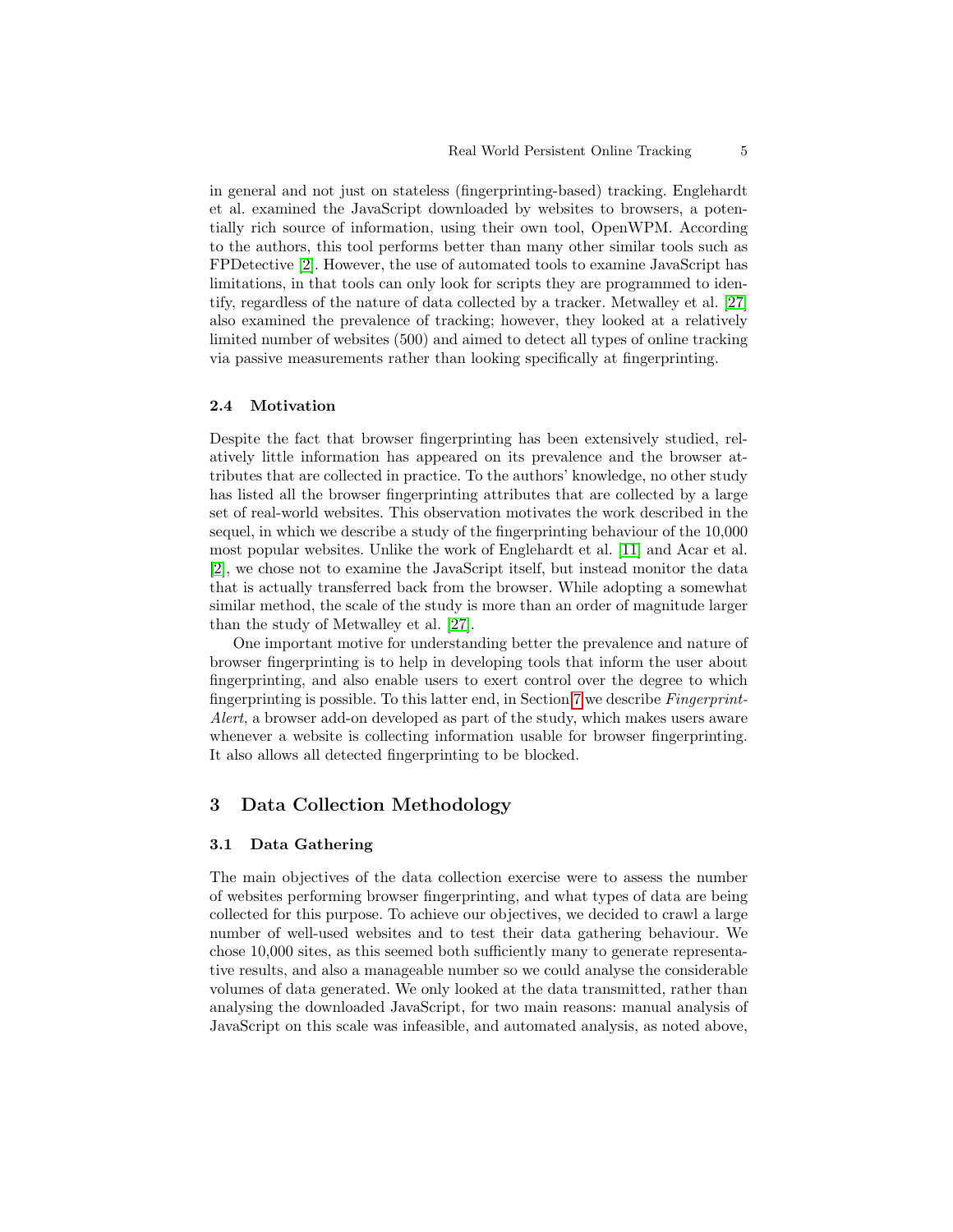in general and not just on stateless (fingerprinting-based) tracking. Englehardt et al. examined the JavaScript downloaded by websites to browsers, a potentially rich source of information, using their own tool, OpenWPM. According to the authors, this tool performs better than many other similar tools such as FPDetective [2]. However, the use of automated tools to examine JavaScript has limitations, in that tools can only look for scripts they are programmed to identify, regardless of the nature of data collected by a tracker. Metwalley et al. [27] also examined the prevalence of tracking; however, they looked at a relatively limited number of websites (500) and aimed to detect all types of online tracking via passive measurements rather than looking specifically at fingerprinting.

### 2.4 Motivation

Despite the fact that browser fingerprinting has been extensively studied, relatively little information has appeared on its prevalence and the browser attributes that are collected in practice. To the authors' knowledge, no other study has listed all the browser fingerprinting attributes that are collected by a large set of real-world websites. This observation motivates the work described in the sequel, in which we describe a study of the fingerprinting behaviour of the 10,000 most popular websites. Unlike the work of Englehardt et al. [11] and Acar et al. [2], we chose not to examine the JavaScript itself, but instead monitor the data that is actually transferred back from the browser. While adopting a somewhat similar method, the scale of the study is more than an order of magnitude larger than the study of Metwalley et al. [27].

One important motive for understanding better the prevalence and nature of browser fingerprinting is to help in developing tools that inform the user about fingerprinting, and also enable users to exert control over the degree to which fingerprinting is possible. To this latter end, in Section 7 we describe *Fingerprint-Alert*, a browser add-on developed as part of the study, which makes users aware whenever a website is collecting information usable for browser fingerprinting. It also allows all detected fingerprinting to be blocked.

## 3 Data Collection Methodology

### 3.1 Data Gathering

The main objectives of the data collection exercise were to assess the number of websites performing browser fingerprinting, and what types of data are being collected for this purpose. To achieve our objectives, we decided to crawl a large number of well-used websites and to test their data gathering behaviour. We chose 10,000 sites, as this seemed both sufficiently many to generate representative results, and also a manageable number so we could analyse the considerable volumes of data generated. We only looked at the data transmitted, rather than analysing the downloaded JavaScript, for two main reasons: manual analysis of JavaScript on this scale was infeasible, and automated analysis, as noted above,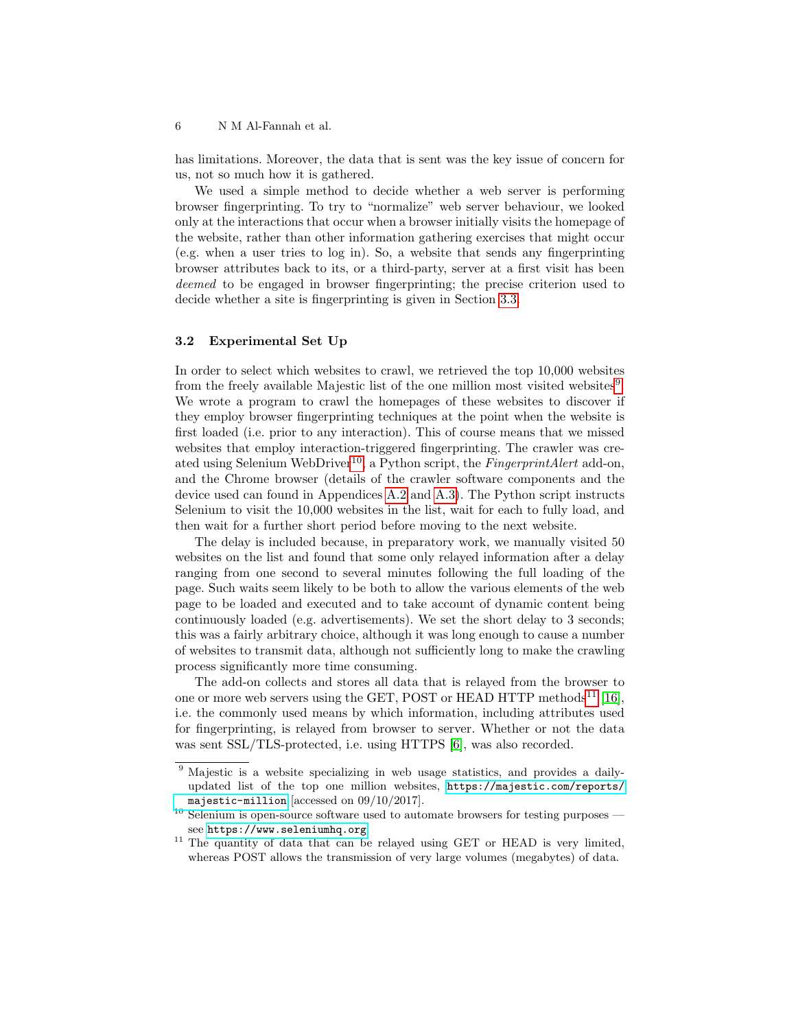has limitations. Moreover, the data that is sent was the key issue of concern for us, not so much how it is gathered.

We used a simple method to decide whether a web server is performing browser fingerprinting. To try to "normalize" web server behaviour, we looked only at the interactions that occur when a browser initially visits the homepage of the website, rather than other information gathering exercises that might occur (e.g. when a user tries to log in). So, a website that sends any fingerprinting browser attributes back to its, or a third-party, server at a first visit has been *deemed* to be engaged in browser fingerprinting; the precise criterion used to decide whether a site is fingerprinting is given in Section 3.3.

### 3.2 Experimental Set Up

In order to select which websites to crawl, we retrieved the top 10,000 websites from the freely available Majestic list of the one million most visited websites[9]. We wrote a program to crawl the homepages of these websites to discover if they employ browser fingerprinting techniques at the point when the website is first loaded (i.e. prior to any interaction). This of course means that we missed websites that employ interaction-triggered fingerprinting. The crawler was created using Selenium WebDriver[10], a Python script, the *FingerprintAlert* add-on, and the Chrome browser (details of the crawler software components and the device used can found in Appendices A.2 and A.3). The Python script instructs Selenium to visit the 10,000 websites in the list, wait for each to fully load, and then wait for a further short period before moving to the next website.

The delay is included because, in preparatory work, we manually visited 50 websites on the list and found that some only relayed information after a delay ranging from one second to several minutes following the full loading of the page. Such waits seem likely to be both to allow the various elements of the web page to be loaded and executed and to take account of dynamic content being continuously loaded (e.g. advertisements). We set the short delay to 3 seconds; this was a fairly arbitrary choice, although it was long enough to cause a number of websites to transmit data, although not sufficiently long to make the crawling process significantly more time consuming.

The add-on collects and stores all data that is relayed from the browser to one or more web servers using the GET, POST or HEAD HTTP methods[11] [16], i.e. the commonly used means by which information, including attributes used for fingerprinting, is relayed from browser to server. Whether or not the data was sent SSL/TLS-protected, i.e. using HTTPS [6], was also recorded.

---

[9] Majestic is a website specializing in web usage statistics, and provides a daily-updated list of the top one million websites, `https://majestic.com/reports/majestic-million` [accessed on 09/10/2017].

[10] Selenium is open-source software used to automate browsers for testing purposes — see `https://www.seleniumhq.org`.

[11] The quantity of data that can be relayed using GET or HEAD is very limited, whereas POST allows the transmission of very large volumes (megabytes) of data.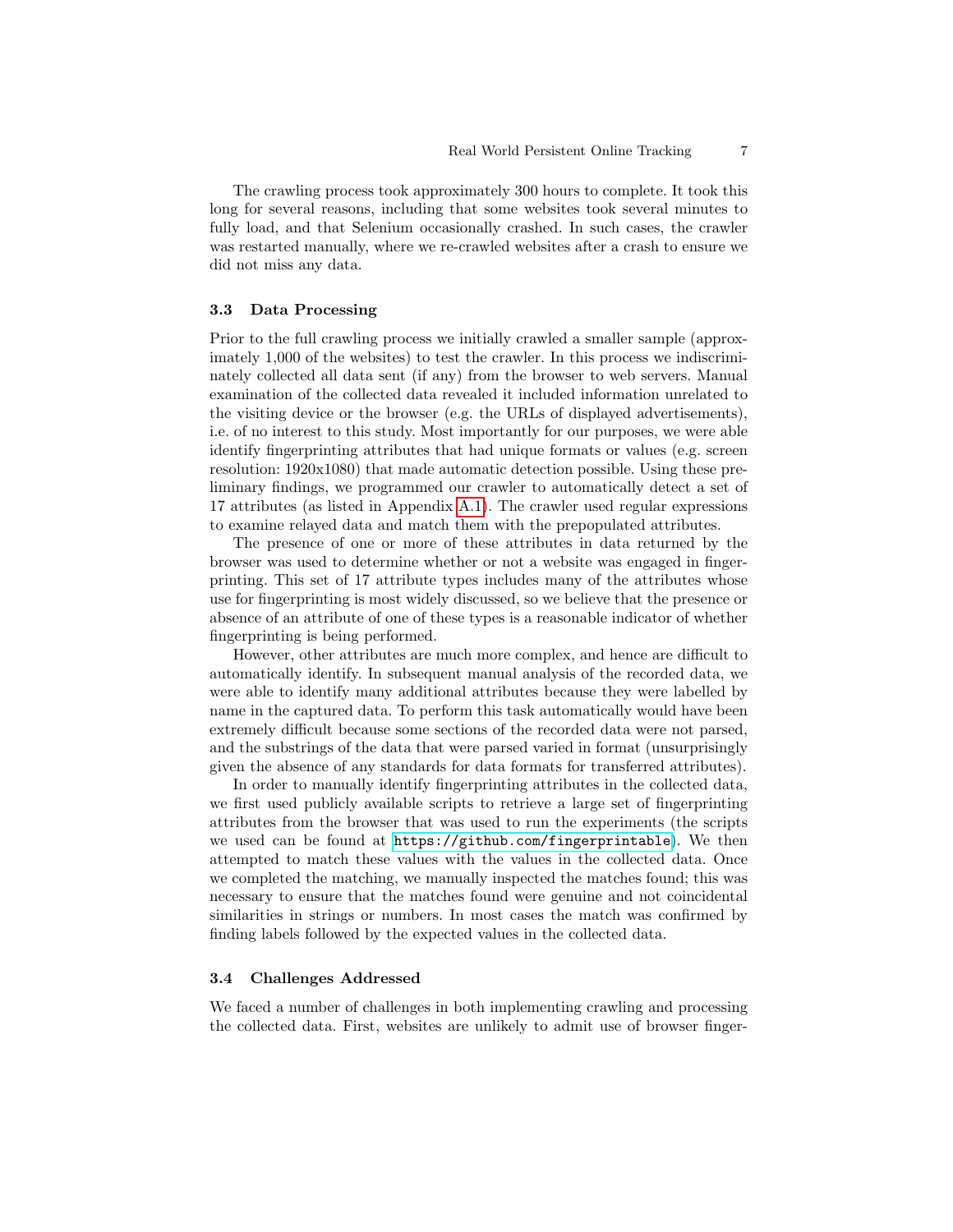The crawling process took approximately 300 hours to complete. It took this long for several reasons, including that some websites took several minutes to fully load, and that Selenium occasionally crashed. In such cases, the crawler was restarted manually, where we re-crawled websites after a crash to ensure we did not miss any data.

### 3.3 Data Processing

Prior to the full crawling process we initially crawled a smaller sample (approximately 1,000 of the websites) to test the crawler. In this process we indiscriminately collected all data sent (if any) from the browser to web servers. Manual examination of the collected data revealed it included information unrelated to the visiting device or the browser (e.g. the URLs of displayed advertisements), i.e. of no interest to this study. Most importantly for our purposes, we were able identify fingerprinting attributes that had unique formats or values (e.g. screen resolution: 1920x1080) that made automatic detection possible. Using these preliminary findings, we programmed our crawler to automatically detect a set of 17 attributes (as listed in Appendix A.1). The crawler used regular expressions to examine relayed data and match them with the prepopulated attributes.

The presence of one or more of these attributes in data returned by the browser was used to determine whether or not a website was engaged in fingerprinting. This set of 17 attribute types includes many of the attributes whose use for fingerprinting is most widely discussed, so we believe that the presence or absence of an attribute of one of these types is a reasonable indicator of whether fingerprinting is being performed.

However, other attributes are much more complex, and hence are difficult to automatically identify. In subsequent manual analysis of the recorded data, we were able to identify many additional attributes because they were labelled by name in the captured data. To perform this task automatically would have been extremely difficult because some sections of the recorded data were not parsed, and the substrings of the data that were parsed varied in format (unsurprisingly given the absence of any standards for data formats for transferred attributes).

In order to manually identify fingerprinting attributes in the collected data, we first used publicly available scripts to retrieve a large set of fingerprinting attributes from the browser that was used to run the experiments (the scripts we used can be found at `https://github.com/fingerprintable`). We then attempted to match these values with the values in the collected data. Once we completed the matching, we manually inspected the matches found; this was necessary to ensure that the matches found were genuine and not coincidental similarities in strings or numbers. In most cases the match was confirmed by finding labels followed by the expected values in the collected data.

### 3.4 Challenges Addressed

We faced a number of challenges in both implementing crawling and processing the collected data. First, websites are unlikely to admit use of browser finger-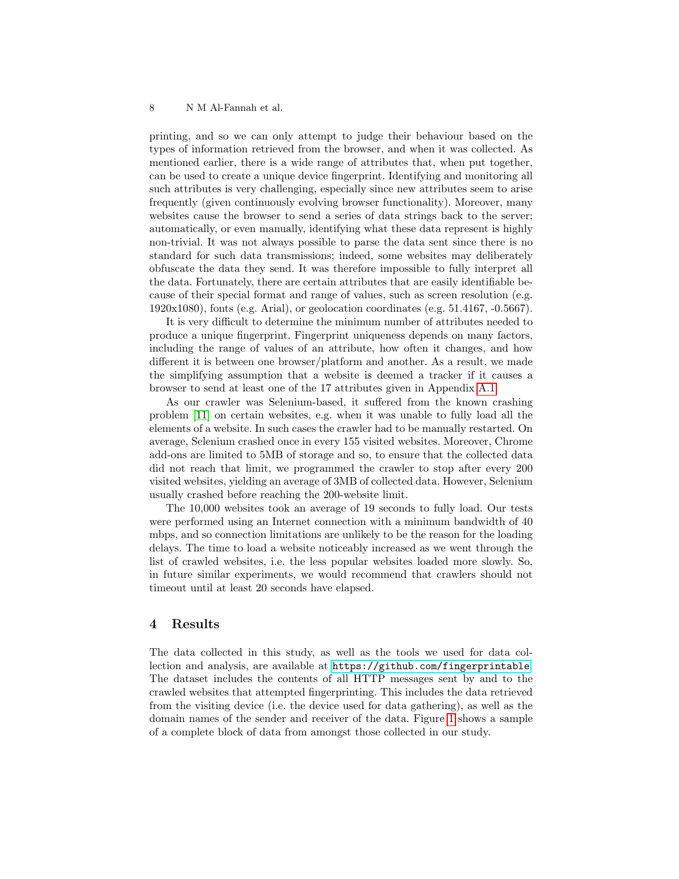printing, and so we can only attempt to judge their behaviour based on the types of information retrieved from the browser, and when it was collected. As mentioned earlier, there is a wide range of attributes that, when put together, can be used to create a unique device fingerprint. Identifying and monitoring all such attributes is very challenging, especially since new attributes seem to arise frequently (given continuously evolving browser functionality). Moreover, many websites cause the browser to send a series of data strings back to the server; automatically, or even manually, identifying what these data represent is highly non-trivial. It was not always possible to parse the data sent since there is no standard for such data transmissions; indeed, some websites may deliberately obfuscate the data they send. It was therefore impossible to fully interpret all the data. Fortunately, there are certain attributes that are easily identifiable because of their special format and range of values, such as screen resolution (e.g. 1920x1080), fonts (e.g. Arial), or geolocation coordinates (e.g. 51.4167, -0.5667).

It is very difficult to determine the minimum number of attributes needed to produce a unique fingerprint. Fingerprint uniqueness depends on many factors, including the range of values of an attribute, how often it changes, and how different it is between one browser/platform and another. As a result, we made the simplifying assumption that a website is deemed a tracker if it causes a browser to send at least one of the 17 attributes given in Appendix A.1.

As our crawler was Selenium-based, it suffered from the known crashing problem [11] on certain websites, e.g. when it was unable to fully load all the elements of a website. In such cases the crawler had to be manually restarted. On average, Selenium crashed once in every 155 visited websites. Moreover, Chrome add-ons are limited to 5MB of storage and so, to ensure that the collected data did not reach that limit, we programmed the crawler to stop after every 200 visited websites, yielding an average of 3MB of collected data. However, Selenium usually crashed before reaching the 200-website limit.

The 10,000 websites took an average of 19 seconds to fully load. Our tests were performed using an Internet connection with a minimum bandwidth of 40 mbps, and so connection limitations are unlikely to be the reason for the loading delays. The time to load a website noticeably increased as we went through the list of crawled websites, i.e. the less popular websites loaded more slowly. So, in future similar experiments, we would recommend that crawlers should not timeout until at least 20 seconds have elapsed.

## 4 Results

The data collected in this study, as well as the tools we used for data collection and analysis, are available at `https://github.com/fingerprintable`. The dataset includes the contents of all HTTP messages sent by and to the crawled websites that attempted fingerprinting. This includes the data retrieved from the visiting device (i.e. the device used for data gathering), as well as the domain names of the sender and receiver of the data. Figure 1 shows a sample of a complete block of data from amongst those collected in our study.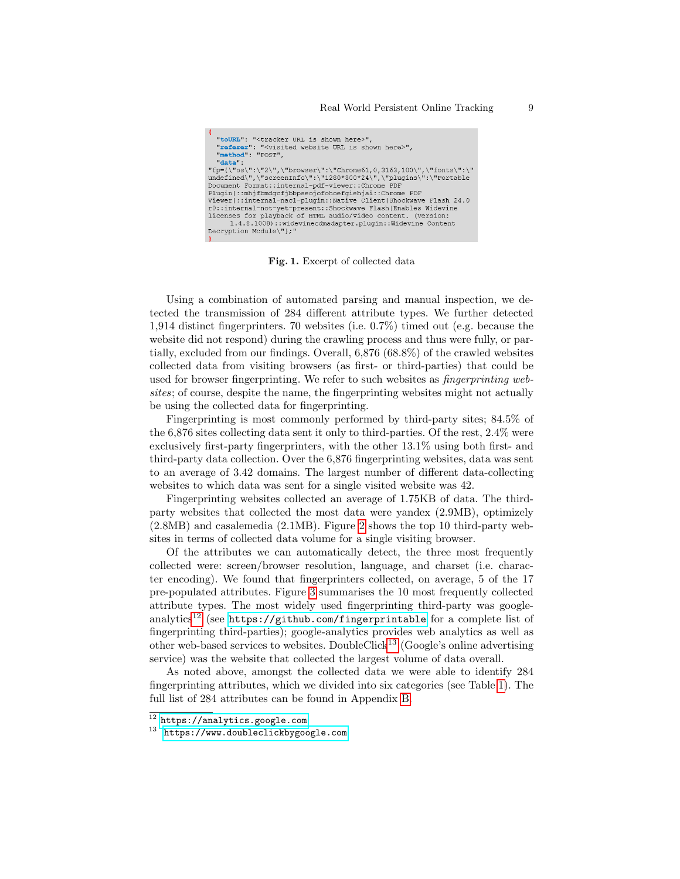```
{
  "toURL": "<tracker URL is shown here>",
  "referer": "<visited website URL is shown here>",
  "method": "POST",
  "data":
"fp={\"os\":\"2\",\"browser\":\"Chrome61,0,3163,100\",\"fonts\":\"
undefined\",\"screenInfo\":\"1280*800*24\",\"plugins\":\"Portable
Document Format::internal-pdf-viewer::Chrome PDF
Plugin|::mhjfbmdgcfjbbpaeojofohoefgiehjai::Chrome PDF
Viewer|::internal-nacl-plugin::Native Client|Shockwave Flash 24.0
r0::internal-not-yet-present::Shockwave Flash|Enables Widevine
licenses for playback of HTML audio/video content. (version:
      1.4.8.1008)::widevinecdmadapter.plugin::Widevine Content
Decryption Module\"};"
}
```

**Fig. 1.** Excerpt of collected data

Using a combination of automated parsing and manual inspection, we detected the transmission of 284 different attribute types. We further detected 1,914 distinct fingerprinters. 70 websites (i.e. 0.7%) timed out (e.g. because the website did not respond) during the crawling process and thus were fully, or partially, excluded from our findings. Overall, 6,876 (68.8%) of the crawled websites collected data from visiting browsers (as first- or third-parties) that could be used for browser fingerprinting. We refer to such websites as *fingerprinting websites*; of course, despite the name, the fingerprinting websites might not actually be using the collected data for fingerprinting.

Fingerprinting is most commonly performed by third-party sites; 84.5% of the 6,876 sites collecting data sent it only to third-parties. Of the rest, 2.4% were exclusively first-party fingerprinters, with the other 13.1% using both first- and third-party data collection. Over the 6,876 fingerprinting websites, data was sent to an average of 3.42 domains. The largest number of different data-collecting websites to which data was sent for a single visited website was 42.

Fingerprinting websites collected an average of 1.75KB of data. The third-party websites that collected the most data were yandex (2.9MB), optimizely (2.8MB) and casalemedia (2.1MB). Figure 2 shows the top 10 third-party websites in terms of collected data volume for a single visiting browser.

Of the attributes we can automatically detect, the three most frequently collected were: screen/browser resolution, language, and charset (i.e. character encoding). We found that fingerprinters collected, on average, 5 of the 17 pre-populated attributes. Figure 3 summarises the 10 most frequently collected attribute types. The most widely used fingerprinting third-party was google-analytics[12] (see `https://github.com/fingerprintable` for a complete list of fingerprinting third-parties); google-analytics provides web analytics as well as other web-based services to websites. DoubleClick[13] (Google's online advertising service) was the website that collected the largest volume of data overall.

As noted above, amongst the collected data we were able to identify 284 fingerprinting attributes, which we divided into six categories (see Table 1). The full list of 284 attributes can be found in Appendix B.

---

[12] `https://analytics.google.com`

[13] `https://www.doubleclickbygoogle.com`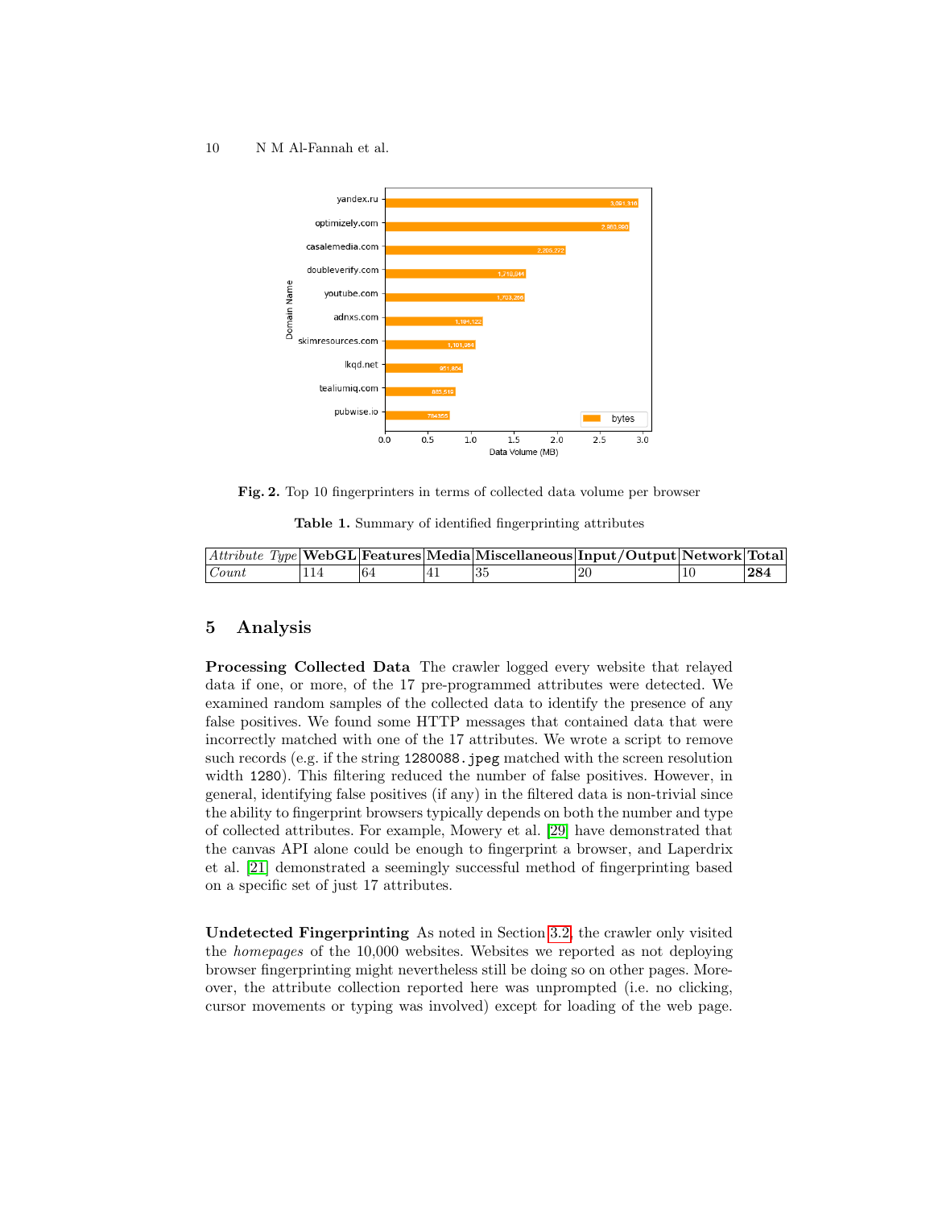Fig. 2. Top 10 fingerprinters in terms of collected data volume per browser

Table 1. Summary of identified fingerprinting attributes

| *Attribute Type* | **WebGL** | **Features** | **Media** | **Miscellaneous** | **Input/Output** | **Network** | **Total** |
|---|---|---|---|---|---|---|---|
| *Count* | 114 | 64 | 41 | 35 | 20 | 10 | **284** |

## 5 Analysis

**Processing Collected Data** The crawler logged every website that relayed data if one, or more, of the 17 pre-programmed attributes were detected. We examined random samples of the collected data to identify the presence of any false positives. We found some HTTP messages that contained data that were incorrectly matched with one of the 17 attributes. We wrote a script to remove such records (e.g. if the string `1280088.jpeg` matched with the screen resolution width `1280`). This filtering reduced the number of false positives. However, in general, identifying false positives (if any) in the filtered data is non-trivial since the ability to fingerprint browsers typically depends on both the number and type of collected attributes. For example, Mowery et al. [29] have demonstrated that the canvas API alone could be enough to fingerprint a browser, and Laperdrix et al. [21] demonstrated a seemingly successful method of fingerprinting based on a specific set of just 17 attributes.

**Undetected Fingerprinting** As noted in Section 3.2, the crawler only visited the *homepages* of the 10,000 websites. Websites we reported as not deploying browser fingerprinting might nevertheless still be doing so on other pages. Moreover, the attribute collection reported here was unprompted (i.e. no clicking, cursor movements or typing was involved) except for loading of the web page.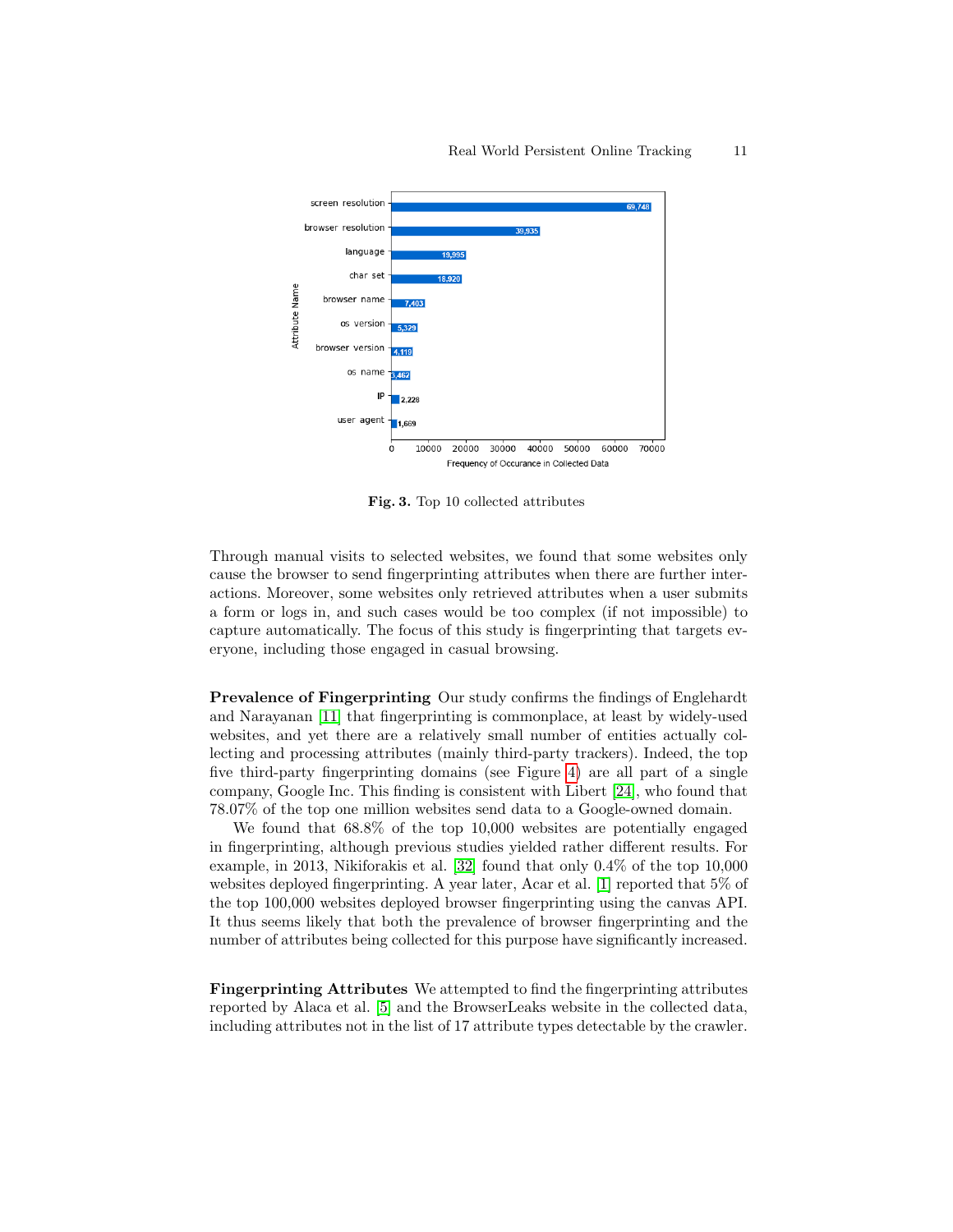Fig. 3. Top 10 collected attributes

Through manual visits to selected websites, we found that some websites only cause the browser to send fingerprinting attributes when there are further interactions. Moreover, some websites only retrieved attributes when a user submits a form or logs in, and such cases would be too complex (if not impossible) to capture automatically. The focus of this study is fingerprinting that targets everyone, including those engaged in casual browsing.

**Prevalence of Fingerprinting** Our study confirms the findings of Englehardt and Narayanan [11] that fingerprinting is commonplace, at least by widely-used websites, and yet there are a relatively small number of entities actually collecting and processing attributes (mainly third-party trackers). Indeed, the top five third-party fingerprinting domains (see Figure 4) are all part of a single company, Google Inc. This finding is consistent with Libert [24], who found that 78.07% of the top one million websites send data to a Google-owned domain.

We found that 68.8% of the top 10,000 websites are potentially engaged in fingerprinting, although previous studies yielded rather different results. For example, in 2013, Nikiforakis et al. [32] found that only 0.4% of the top 10,000 websites deployed fingerprinting. A year later, Acar et al. [1] reported that 5% of the top 100,000 websites deployed browser fingerprinting using the canvas API. It thus seems likely that both the prevalence of browser fingerprinting and the number of attributes being collected for this purpose have significantly increased.

**Fingerprinting Attributes** We attempted to find the fingerprinting attributes reported by Alaca et al. [5] and the BrowserLeaks website in the collected data, including attributes not in the list of 17 attribute types detectable by the crawler.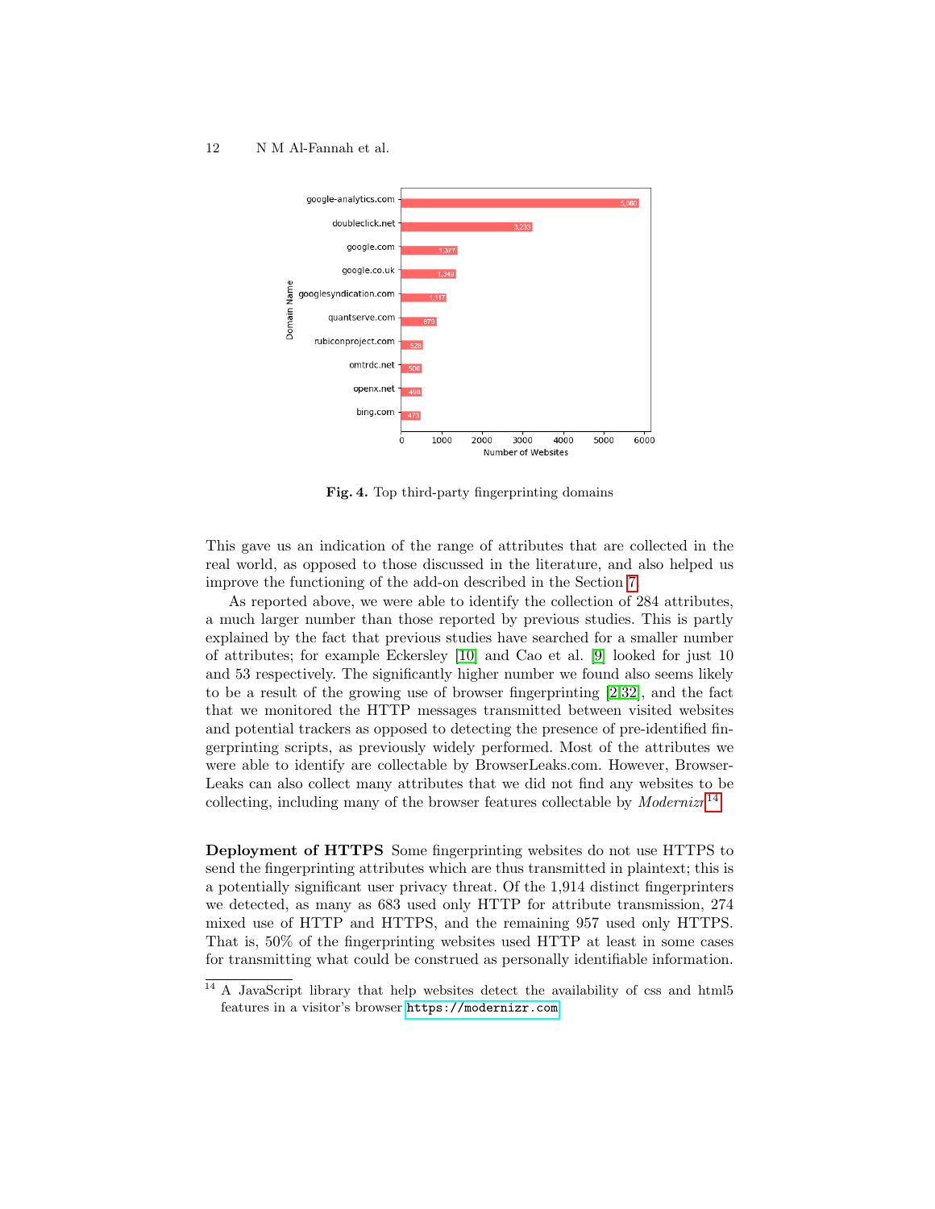**Fig. 4.** Top third-party fingerprinting domains

This gave us an indication of the range of attributes that are collected in the real world, as opposed to those discussed in the literature, and also helped us improve the functioning of the add-on described in the Section 7.

As reported above, we were able to identify the collection of 284 attributes, a much larger number than those reported by previous studies. This is partly explained by the fact that previous studies have searched for a smaller number of attributes; for example Eckersley [10] and Cao et al. [9] looked for just 10 and 53 respectively. The significantly higher number we found also seems likely to be a result of the growing use of browser fingerprinting [2,32], and the fact that we monitored the HTTP messages transmitted between visited websites and potential trackers as opposed to detecting the presence of pre-identified fingerprinting scripts, as previously widely performed. Most of the attributes we were able to identify are collectable by BrowserLeaks.com. However, BrowserLeaks can also collect many attributes that we did not find any websites to be collecting, including many of the browser features collectable by *Modernizr*[14].

**Deployment of HTTPS** Some fingerprinting websites do not use HTTPS to send the fingerprinting attributes which are thus transmitted in plaintext; this is a potentially significant user privacy threat. Of the 1,914 distinct fingerprinters we detected, as many as 683 used only HTTP for attribute transmission, 274 mixed use of HTTP and HTTPS, and the remaining 957 used only HTTPS. That is, 50% of the fingerprinting websites used HTTP at least in some cases for transmitting what could be construed as personally identifiable information.

[14] A JavaScript library that help websites detect the availability of css and html5 features in a visitor's browser `https://modernizr.com`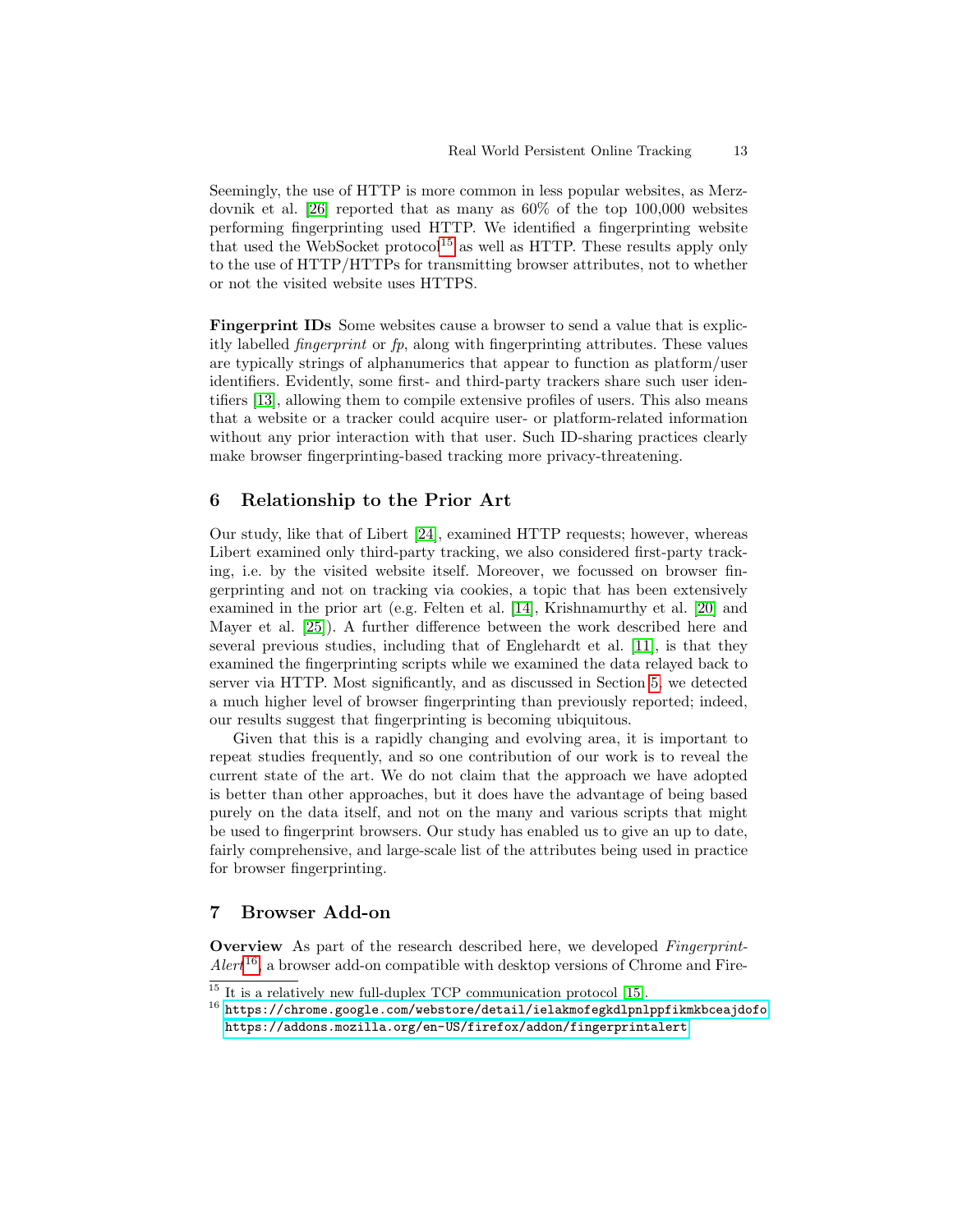Seemingly, the use of HTTP is more common in less popular websites, as Merzdovnik et al. [26] reported that as many as 60% of the top 100,000 websites performing fingerprinting used HTTP. We identified a fingerprinting website that used the WebSocket protocol[15] as well as HTTP. These results apply only to the use of HTTP/HTTPs for transmitting browser attributes, not to whether or not the visited website uses HTTPS.

**Fingerprint IDs** Some websites cause a browser to send a value that is explicitly labelled *fingerprint* or *fp*, along with fingerprinting attributes. These values are typically strings of alphanumerics that appear to function as platform/user identifiers. Evidently, some first- and third-party trackers share such user identifiers [13], allowing them to compile extensive profiles of users. This also means that a website or a tracker could acquire user- or platform-related information without any prior interaction with that user. Such ID-sharing practices clearly make browser fingerprinting-based tracking more privacy-threatening.

## 6 Relationship to the Prior Art

Our study, like that of Libert [24], examined HTTP requests; however, whereas Libert examined only third-party tracking, we also considered first-party tracking, i.e. by the visited website itself. Moreover, we focussed on browser fingerprinting and not on tracking via cookies, a topic that has been extensively examined in the prior art (e.g. Felten et al. [14], Krishnamurthy et al. [20] and Mayer et al. [25]). A further difference between the work described here and several previous studies, including that of Englehardt et al. [11], is that they examined the fingerprinting scripts while we examined the data relayed back to server via HTTP. Most significantly, and as discussed in Section 5, we detected a much higher level of browser fingerprinting than previously reported; indeed, our results suggest that fingerprinting is becoming ubiquitous.

Given that this is a rapidly changing and evolving area, it is important to repeat studies frequently, and so one contribution of our work is to reveal the current state of the art. We do not claim that the approach we have adopted is better than other approaches, but it does have the advantage of being based purely on the data itself, and not on the many and various scripts that might be used to fingerprint browsers. Our study has enabled us to give an up to date, fairly comprehensive, and large-scale list of the attributes being used in practice for browser fingerprinting.

## 7 Browser Add-on

**Overview** As part of the research described here, we developed *FingerprintAlert*[16], a browser add-on compatible with desktop versions of Chrome and Fire-

[15] It is a relatively new full-duplex TCP communication protocol [15].

[16] https://chrome.google.com/webstore/detail/ielakmofegkdlpnlppfikmkbceajdofo https://addons.mozilla.org/en-US/firefox/addon/fingerprintalert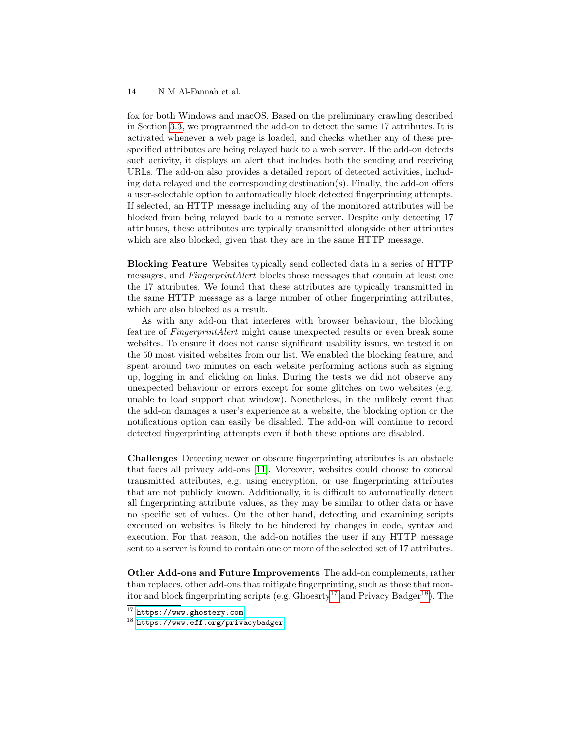fox for both Windows and macOS. Based on the preliminary crawling described in Section 3.3, we programmed the add-on to detect the same 17 attributes. It is activated whenever a web page is loaded, and checks whether any of these pre-specified attributes are being relayed back to a web server. If the add-on detects such activity, it displays an alert that includes both the sending and receiving URLs. The add-on also provides a detailed report of detected activities, including data relayed and the corresponding destination(s). Finally, the add-on offers a user-selectable option to automatically block detected fingerprinting attempts. If selected, an HTTP message including any of the monitored attributes will be blocked from being relayed back to a remote server. Despite only detecting 17 attributes, these attributes are typically transmitted alongside other attributes which are also blocked, given that they are in the same HTTP message.

**Blocking Feature** Websites typically send collected data in a series of HTTP messages, and *FingerprintAlert* blocks those messages that contain at least one the 17 attributes. We found that these attributes are typically transmitted in the same HTTP message as a large number of other fingerprinting attributes, which are also blocked as a result.

As with any add-on that interferes with browser behaviour, the blocking feature of *FingerprintAlert* might cause unexpected results or even break some websites. To ensure it does not cause significant usability issues, we tested it on the 50 most visited websites from our list. We enabled the blocking feature, and spent around two minutes on each website performing actions such as signing up, logging in and clicking on links. During the tests we did not observe any unexpected behaviour or errors except for some glitches on two websites (e.g. unable to load support chat window). Nonetheless, in the unlikely event that the add-on damages a user's experience at a website, the blocking option or the notifications option can easily be disabled. The add-on will continue to record detected fingerprinting attempts even if both these options are disabled.

**Challenges** Detecting newer or obscure fingerprinting attributes is an obstacle that faces all privacy add-ons [11]. Moreover, websites could choose to conceal transmitted attributes, e.g. using encryption, or use fingerprinting attributes that are not publicly known. Additionally, it is difficult to automatically detect all fingerprinting attribute values, as they may be similar to other data or have no specific set of values. On the other hand, detecting and examining scripts executed on websites is likely to be hindered by changes in code, syntax and execution. For that reason, the add-on notifies the user if any HTTP message sent to a server is found to contain one or more of the selected set of 17 attributes.

**Other Add-ons and Future Improvements** The add-on complements, rather than replaces, other add-ons that mitigate fingerprinting, such as those that monitor and block fingerprinting scripts (e.g. Ghoesrty[17] and Privacy Badger[18]). The

[17] https://www.ghostery.com

[18] https://www.eff.org/privacybadger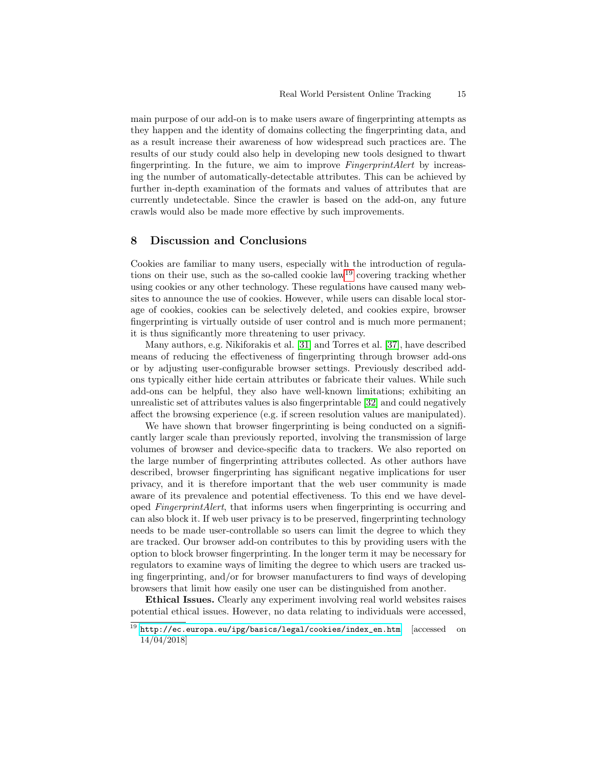main purpose of our add-on is to make users aware of fingerprinting attempts as they happen and the identity of domains collecting the fingerprinting data, and as a result increase their awareness of how widespread such practices are. The results of our study could also help in developing new tools designed to thwart fingerprinting. In the future, we aim to improve *FingerprintAlert* by increasing the number of automatically-detectable attributes. This can be achieved by further in-depth examination of the formats and values of attributes that are currently undetectable. Since the crawler is based on the add-on, any future crawls would also be made more effective by such improvements.

## 8 Discussion and Conclusions

Cookies are familiar to many users, especially with the introduction of regulations on their use, such as the so-called cookie law[19] covering tracking whether using cookies or any other technology. These regulations have caused many websites to announce the use of cookies. However, while users can disable local storage of cookies, cookies can be selectively deleted, and cookies expire, browser fingerprinting is virtually outside of user control and is much more permanent; it is thus significantly more threatening to user privacy.

Many authors, e.g. Nikiforakis et al. [31] and Torres et al. [37], have described means of reducing the effectiveness of fingerprinting through browser add-ons or by adjusting user-configurable browser settings. Previously described add-ons typically either hide certain attributes or fabricate their values. While such add-ons can be helpful, they also have well-known limitations; exhibiting an unrealistic set of attributes values is also fingerprintable [32] and could negatively affect the browsing experience (e.g. if screen resolution values are manipulated).

We have shown that browser fingerprinting is being conducted on a significantly larger scale than previously reported, involving the transmission of large volumes of browser and device-specific data to trackers. We also reported on the large number of fingerprinting attributes collected. As other authors have described, browser fingerprinting has significant negative implications for user privacy, and it is therefore important that the web user community is made aware of its prevalence and potential effectiveness. To this end we have developed *FingerprintAlert*, that informs users when fingerprinting is occurring and can also block it. If web user privacy is to be preserved, fingerprinting technology needs to be made user-controllable so users can limit the degree to which they are tracked. Our browser add-on contributes to this by providing users with the option to block browser fingerprinting. In the longer term it may be necessary for regulators to examine ways of limiting the degree to which users are tracked using fingerprinting, and/or for browser manufacturers to find ways of developing browsers that limit how easily one user can be distinguished from another.

**Ethical Issues.** Clearly any experiment involving real world websites raises potential ethical issues. However, no data relating to individuals were accessed,

[19] http://ec.europa.eu/ipg/basics/legal/cookies/index_en.htm [accessed on 14/04/2018]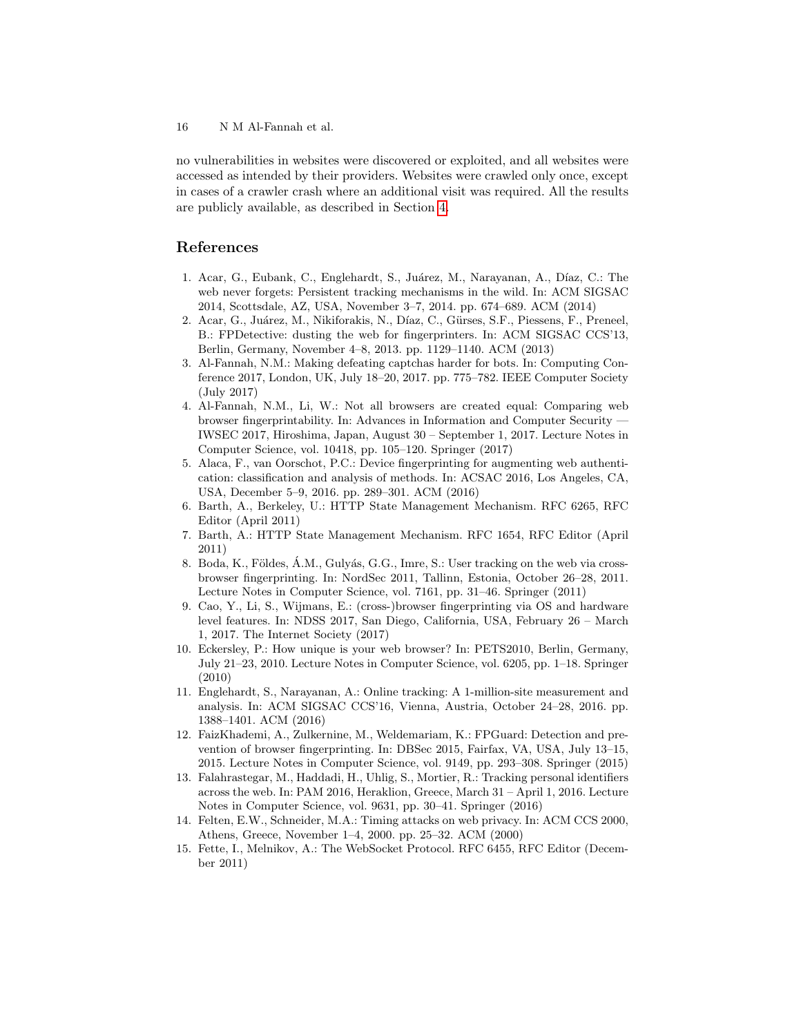no vulnerabilities in websites were discovered or exploited, and all websites were accessed as intended by their providers. Websites were crawled only once, except in cases of a crawler crash where an additional visit was required. All the results are publicly available, as described in Section 4.

## References

1. Acar, G., Eubank, C., Englehardt, S., Juárez, M., Narayanan, A., Díaz, C.: The web never forgets: Persistent tracking mechanisms in the wild. In: ACM SIGSAC 2014, Scottsdale, AZ, USA, November 3–7, 2014. pp. 674–689. ACM (2014)
2. Acar, G., Juárez, M., Nikiforakis, N., Díaz, C., Gürses, S.F., Piessens, F., Preneel, B.: FPDetective: dusting the web for fingerprinters. In: ACM SIGSAC CCS'13, Berlin, Germany, November 4–8, 2013. pp. 1129–1140. ACM (2013)
3. Al-Fannah, N.M.: Making defeating captchas harder for bots. In: Computing Conference 2017, London, UK, July 18–20, 2017. pp. 775–782. IEEE Computer Society (July 2017)
4. Al-Fannah, N.M., Li, W.: Not all browsers are created equal: Comparing web browser fingerprintability. In: Advances in Information and Computer Security — IWSEC 2017, Hiroshima, Japan, August 30 – September 1, 2017. Lecture Notes in Computer Science, vol. 10418, pp. 105–120. Springer (2017)
5. Alaca, F., van Oorschot, P.C.: Device fingerprinting for augmenting web authentication: classification and analysis of methods. In: ACSAC 2016, Los Angeles, CA, USA, December 5–9, 2016. pp. 289–301. ACM (2016)
6. Barth, A., Berkeley, U.: HTTP State Management Mechanism. RFC 6265, RFC Editor (April 2011)
7. Barth, A.: HTTP State Management Mechanism. RFC 1654, RFC Editor (April 2011)
8. Boda, K., Földes, Á.M., Gulyás, G.G., Imre, S.: User tracking on the web via cross-browser fingerprinting. In: NordSec 2011, Tallinn, Estonia, October 26–28, 2011. Lecture Notes in Computer Science, vol. 7161, pp. 31–46. Springer (2011)
9. Cao, Y., Li, S., Wijmans, E.: (cross-)browser fingerprinting via OS and hardware level features. In: NDSS 2017, San Diego, California, USA, February 26 – March 1, 2017. The Internet Society (2017)
10. Eckersley, P.: How unique is your web browser? In: PETS2010, Berlin, Germany, July 21–23, 2010. Lecture Notes in Computer Science, vol. 6205, pp. 1–18. Springer (2010)
11. Englehardt, S., Narayanan, A.: Online tracking: A 1-million-site measurement and analysis. In: ACM SIGSAC CCS'16, Vienna, Austria, October 24–28, 2016. pp. 1388–1401. ACM (2016)
12. FaizKhademi, A., Zulkernine, M., Weldemariam, K.: FPGuard: Detection and prevention of browser fingerprinting. In: DBSec 2015, Fairfax, VA, USA, July 13–15, 2015. Lecture Notes in Computer Science, vol. 9149, pp. 293–308. Springer (2015)
13. Falahrastegar, M., Haddadi, H., Uhlig, S., Mortier, R.: Tracking personal identifiers across the web. In: PAM 2016, Heraklion, Greece, March 31 – April 1, 2016. Lecture Notes in Computer Science, vol. 9631, pp. 30–41. Springer (2016)
14. Felten, E.W., Schneider, M.A.: Timing attacks on web privacy. In: ACM CCS 2000, Athens, Greece, November 1–4, 2000. pp. 25–32. ACM (2000)
15. Fette, I., Melnikov, A.: The WebSocket Protocol. RFC 6455, RFC Editor (December 2011)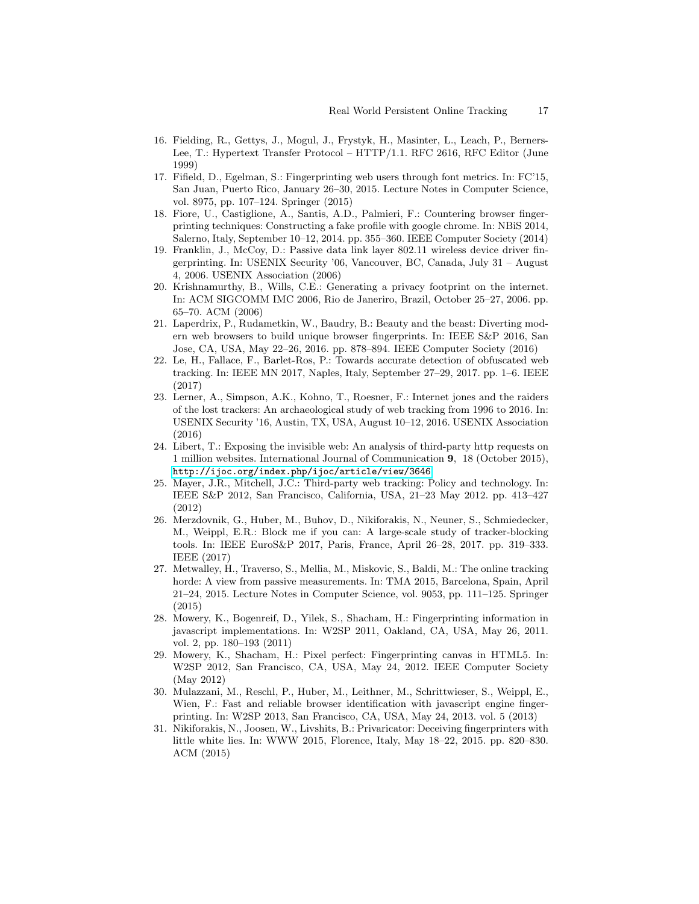16. Fielding, R., Gettys, J., Mogul, J., Frystyk, H., Masinter, L., Leach, P., Berners-Lee, T.: Hypertext Transfer Protocol – HTTP/1.1. RFC 2616, RFC Editor (June 1999)
17. Fifield, D., Egelman, S.: Fingerprinting web users through font metrics. In: FC'15, San Juan, Puerto Rico, January 26–30, 2015. Lecture Notes in Computer Science, vol. 8975, pp. 107–124. Springer (2015)
18. Fiore, U., Castiglione, A., Santis, A.D., Palmieri, F.: Countering browser fingerprinting techniques: Constructing a fake profile with google chrome. In: NBiS 2014, Salerno, Italy, September 10–12, 2014. pp. 355–360. IEEE Computer Society (2014)
19. Franklin, J., McCoy, D.: Passive data link layer 802.11 wireless device driver fingerprinting. In: USENIX Security '06, Vancouver, BC, Canada, July 31 – August 4, 2006. USENIX Association (2006)
20. Krishnamurthy, B., Wills, C.E.: Generating a privacy footprint on the internet. In: ACM SIGCOMM IMC 2006, Rio de Janeriro, Brazil, October 25–27, 2006. pp. 65–70. ACM (2006)
21. Laperdrix, P., Rudametkin, W., Baudry, B.: Beauty and the beast: Diverting modern web browsers to build unique browser fingerprints. In: IEEE S&P 2016, San Jose, CA, USA, May 22–26, 2016. pp. 878–894. IEEE Computer Society (2016)
22. Le, H., Fallace, F., Barlet-Ros, P.: Towards accurate detection of obfuscated web tracking. In: IEEE MN 2017, Naples, Italy, September 27–29, 2017. pp. 1–6. IEEE (2017)
23. Lerner, A., Simpson, A.K., Kohno, T., Roesner, F.: Internet jones and the raiders of the lost trackers: An archaeological study of web tracking from 1996 to 2016. In: USENIX Security '16, Austin, TX, USA, August 10–12, 2016. USENIX Association (2016)
24. Libert, T.: Exposing the invisible web: An analysis of third-party http requests on 1 million websites. International Journal of Communication **9**, 18 (October 2015), http://ijoc.org/index.php/ijoc/article/view/3646
25. Mayer, J.R., Mitchell, J.C.: Third-party web tracking: Policy and technology. In: IEEE S&P 2012, San Francisco, California, USA, 21–23 May 2012. pp. 413–427 (2012)
26. Merzdovnik, G., Huber, M., Buhov, D., Nikiforakis, N., Neuner, S., Schmiedecker, M., Weippl, E.R.: Block me if you can: A large-scale study of tracker-blocking tools. In: IEEE EuroS&P 2017, Paris, France, April 26–28, 2017. pp. 319–333. IEEE (2017)
27. Metwalley, H., Traverso, S., Mellia, M., Miskovic, S., Baldi, M.: The online tracking horde: A view from passive measurements. In: TMA 2015, Barcelona, Spain, April 21–24, 2015. Lecture Notes in Computer Science, vol. 9053, pp. 111–125. Springer (2015)
28. Mowery, K., Bogenreif, D., Yilek, S., Shacham, H.: Fingerprinting information in javascript implementations. In: W2SP 2011, Oakland, CA, USA, May 26, 2011. vol. 2, pp. 180–193 (2011)
29. Mowery, K., Shacham, H.: Pixel perfect: Fingerprinting canvas in HTML5. In: W2SP 2012, San Francisco, CA, USA, May 24, 2012. IEEE Computer Society (May 2012)
30. Mulazzani, M., Reschl, P., Huber, M., Leithner, M., Schrittwieser, S., Weippl, E., Wien, F.: Fast and reliable browser identification with javascript engine fingerprinting. In: W2SP 2013, San Francisco, CA, USA, May 24, 2013. vol. 5 (2013)
31. Nikiforakis, N., Joosen, W., Livshits, B.: Privaricator: Deceiving fingerprinters with little white lies. In: WWW 2015, Florence, Italy, May 18–22, 2015. pp. 820–830. ACM (2015)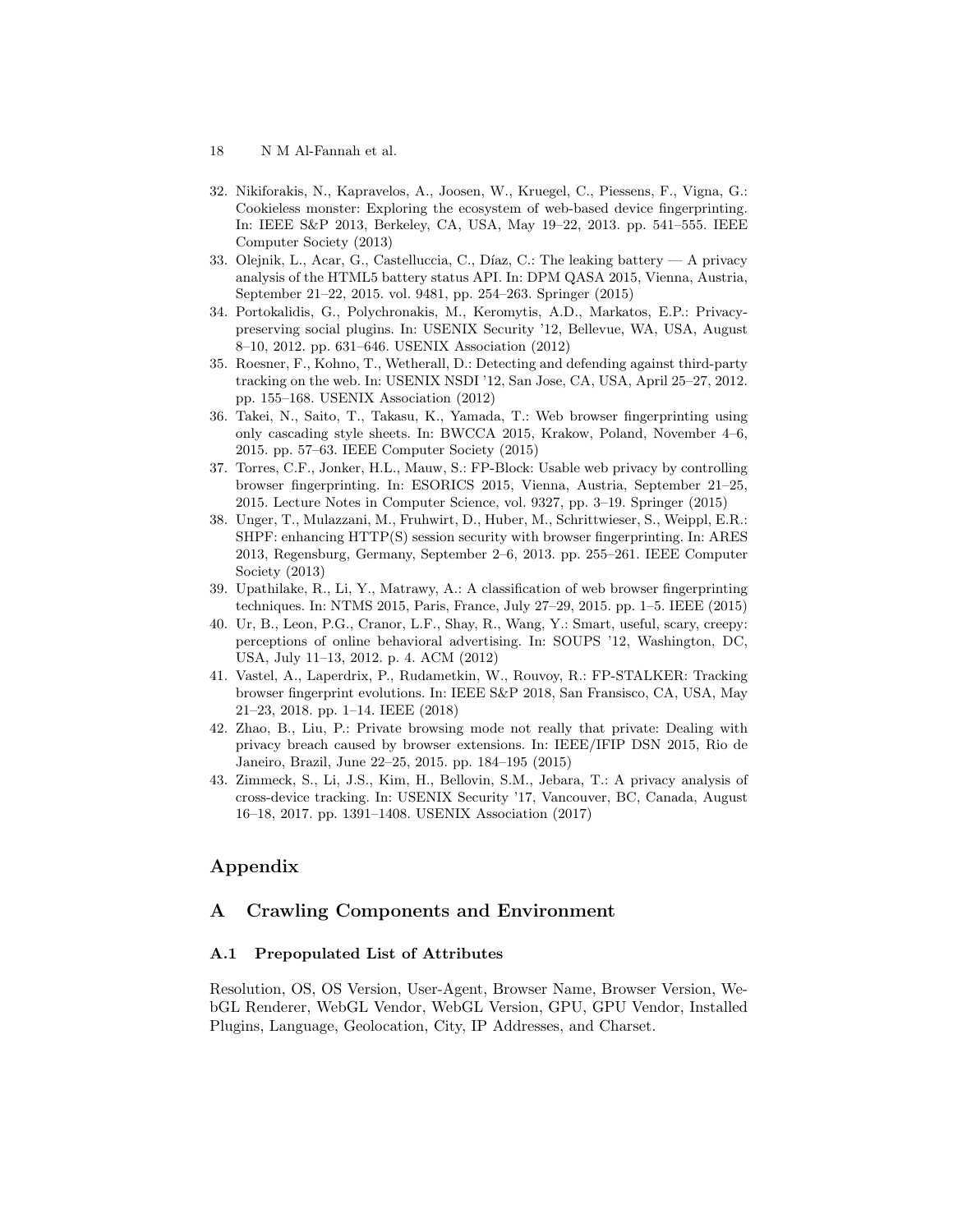32. Nikiforakis, N., Kapravelos, A., Joosen, W., Kruegel, C., Piessens, F., Vigna, G.: Cookieless monster: Exploring the ecosystem of web-based device fingerprinting. In: IEEE S&P 2013, Berkeley, CA, USA, May 19–22, 2013. pp. 541–555. IEEE Computer Society (2013)
33. Olejnik, L., Acar, G., Castelluccia, C., Díaz, C.: The leaking battery — A privacy analysis of the HTML5 battery status API. In: DPM QASA 2015, Vienna, Austria, September 21–22, 2015. vol. 9481, pp. 254–263. Springer (2015)
34. Portokalidis, G., Polychronakis, M., Keromytis, A.D., Markatos, E.P.: Privacy-preserving social plugins. In: USENIX Security '12, Bellevue, WA, USA, August 8–10, 2012. pp. 631–646. USENIX Association (2012)
35. Roesner, F., Kohno, T., Wetherall, D.: Detecting and defending against third-party tracking on the web. In: USENIX NSDI '12, San Jose, CA, USA, April 25–27, 2012. pp. 155–168. USENIX Association (2012)
36. Takei, N., Saito, T., Takasu, K., Yamada, T.: Web browser fingerprinting using only cascading style sheets. In: BWCCA 2015, Krakow, Poland, November 4–6, 2015. pp. 57–63. IEEE Computer Society (2015)
37. Torres, C.F., Jonker, H.L., Mauw, S.: FP-Block: Usable web privacy by controlling browser fingerprinting. In: ESORICS 2015, Vienna, Austria, September 21–25, 2015. Lecture Notes in Computer Science, vol. 9327, pp. 3–19. Springer (2015)
38. Unger, T., Mulazzani, M., Fruhwirt, D., Huber, M., Schrittwieser, S., Weippl, E.R.: SHPF: enhancing HTTP(S) session security with browser fingerprinting. In: ARES 2013, Regensburg, Germany, September 2–6, 2013. pp. 255–261. IEEE Computer Society (2013)
39. Upathilake, R., Li, Y., Matrawy, A.: A classification of web browser fingerprinting techniques. In: NTMS 2015, Paris, France, July 27–29, 2015. pp. 1–5. IEEE (2015)
40. Ur, B., Leon, P.G., Cranor, L.F., Shay, R., Wang, Y.: Smart, useful, scary, creepy: perceptions of online behavioral advertising. In: SOUPS '12, Washington, DC, USA, July 11–13, 2012. p. 4. ACM (2012)
41. Vastel, A., Laperdrix, P., Rudametkin, W., Rouvoy, R.: FP-STALKER: Tracking browser fingerprint evolutions. In: IEEE S&P 2018, San Fransisco, CA, USA, May 21–23, 2018. pp. 1–14. IEEE (2018)
42. Zhao, B., Liu, P.: Private browsing mode not really that private: Dealing with privacy breach caused by browser extensions. In: IEEE/IFIP DSN 2015, Rio de Janeiro, Brazil, June 22–25, 2015. pp. 184–195 (2015)
43. Zimmeck, S., Li, J.S., Kim, H., Bellovin, S.M., Jebara, T.: A privacy analysis of cross-device tracking. In: USENIX Security '17, Vancouver, BC, Canada, August 16–18, 2017. pp. 1391–1408. USENIX Association (2017)

# Appendix

## A Crawling Components and Environment

### A.1 Prepopulated List of Attributes

Resolution, OS, OS Version, User-Agent, Browser Name, Browser Version, WebGL Renderer, WebGL Vendor, WebGL Version, GPU, GPU Vendor, Installed Plugins, Language, Geolocation, City, IP Addresses, and Charset.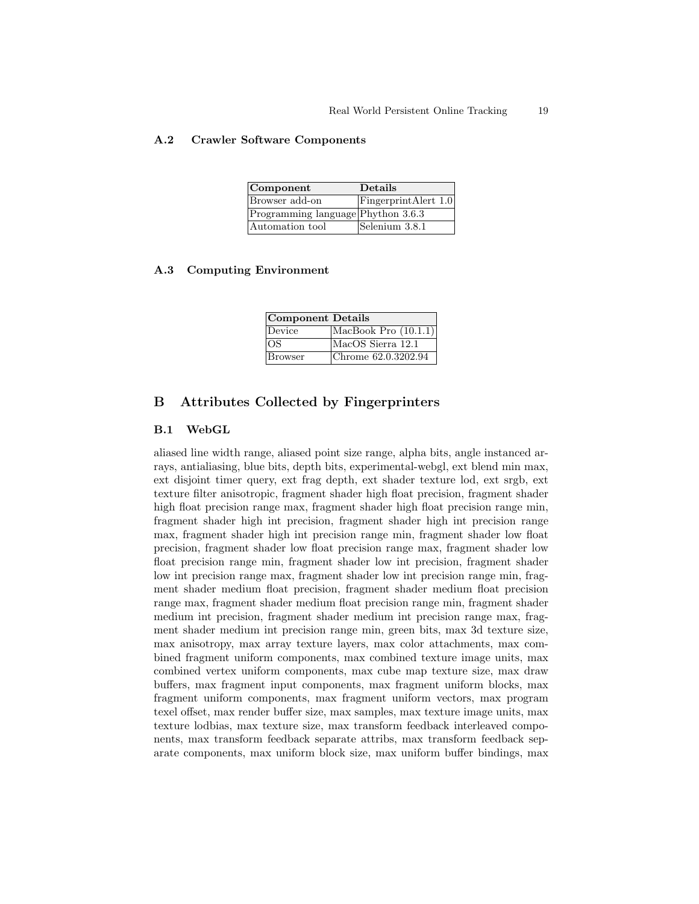### A.2 Crawler Software Components

| Component | Details |
|---|---|
| Browser add-on | FingerprintAlert 1.0 |
| Programming language | Phython 3.6.3 |
| Automation tool | Selenium 3.8.1 |

### A.3 Computing Environment

| Component | Details |
|---|---|
| Device | MacBook Pro (10.1.1) |
| OS | MacOS Sierra 12.1 |
| Browser | Chrome 62.0.3202.94 |

## B Attributes Collected by Fingerprinters

### B.1 WebGL

aliased line width range, aliased point size range, alpha bits, angle instanced arrays, antialiasing, blue bits, depth bits, experimental-webgl, ext blend min max, ext disjoint timer query, ext frag depth, ext shader texture lod, ext srgb, ext texture filter anisotropic, fragment shader high float precision, fragment shader high float precision range max, fragment shader high float precision range min, fragment shader high int precision, fragment shader high int precision range max, fragment shader high int precision range min, fragment shader low float precision, fragment shader low float precision range max, fragment shader low float precision range min, fragment shader low int precision, fragment shader low int precision range max, fragment shader low int precision range min, fragment shader medium float precision, fragment shader medium float precision range max, fragment shader medium float precision range min, fragment shader medium int precision, fragment shader medium int precision range max, fragment shader medium int precision range min, green bits, max 3d texture size, max anisotropy, max array texture layers, max color attachments, max combined fragment uniform components, max combined texture image units, max combined vertex uniform components, max cube map texture size, max draw buffers, max fragment input components, max fragment uniform blocks, max fragment uniform components, max fragment uniform vectors, max program texel offset, max render buffer size, max samples, max texture image units, max texture lodbias, max texture size, max transform feedback interleaved components, max transform feedback separate attribs, max transform feedback separate components, max uniform block size, max uniform buffer bindings, max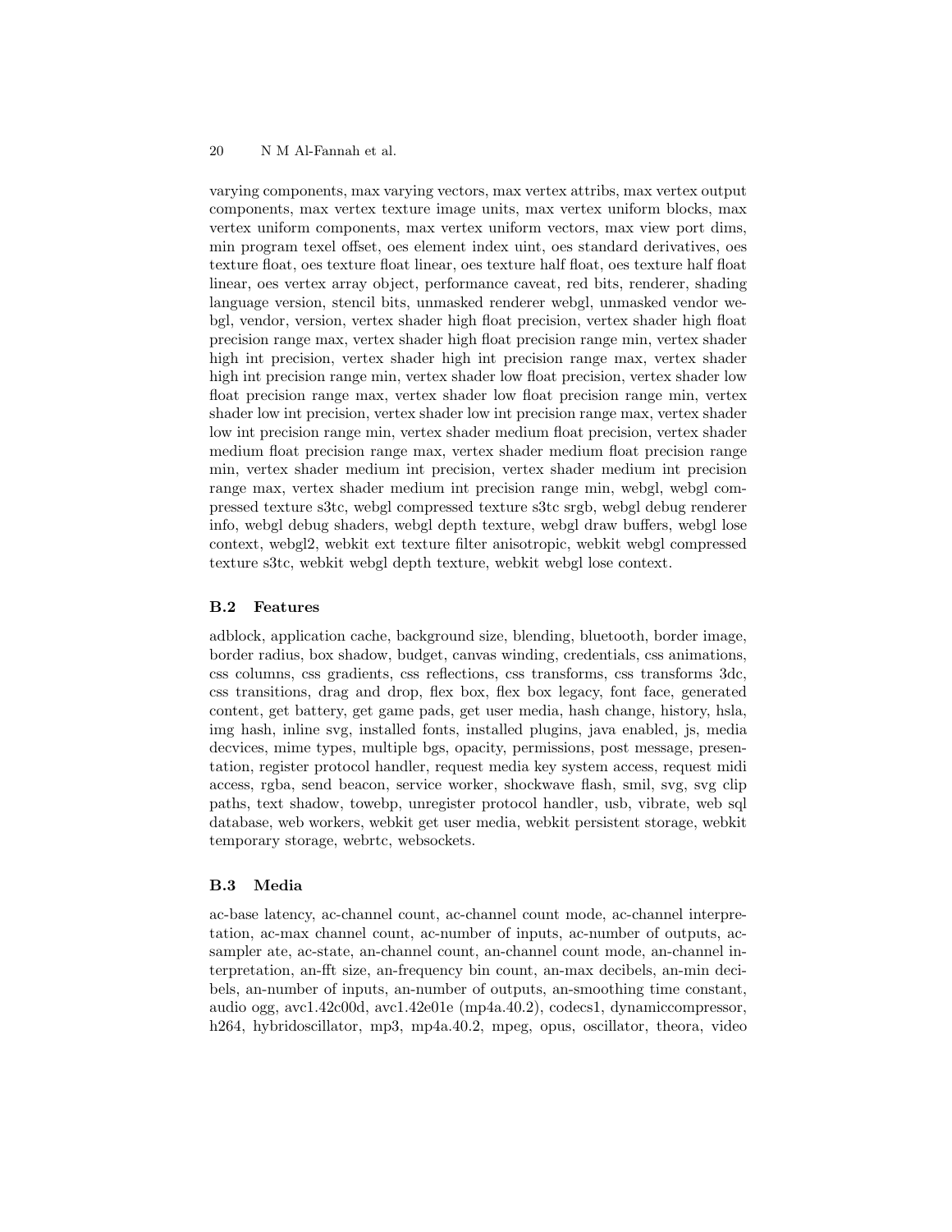varying components, max varying vectors, max vertex attribs, max vertex output components, max vertex texture image units, max vertex uniform blocks, max vertex uniform components, max vertex uniform vectors, max view port dims, min program texel offset, oes element index uint, oes standard derivatives, oes texture float, oes texture float linear, oes texture half float, oes texture half float linear, oes vertex array object, performance caveat, red bits, renderer, shading language version, stencil bits, unmasked renderer webgl, unmasked vendor webgl, vendor, version, vertex shader high float precision, vertex shader high float precision range max, vertex shader high float precision range min, vertex shader high int precision, vertex shader high int precision range max, vertex shader high int precision range min, vertex shader low float precision, vertex shader low float precision range max, vertex shader low float precision range min, vertex shader low int precision, vertex shader low int precision range max, vertex shader low int precision range min, vertex shader medium float precision, vertex shader medium float precision range max, vertex shader medium float precision range min, vertex shader medium int precision, vertex shader medium int precision range max, vertex shader medium int precision range min, webgl, webgl compressed texture s3tc, webgl compressed texture s3tc srgb, webgl debug renderer info, webgl debug shaders, webgl depth texture, webgl draw buffers, webgl lose context, webgl2, webkit ext texture filter anisotropic, webkit webgl compressed texture s3tc, webkit webgl depth texture, webkit webgl lose context.

### B.2 Features

adblock, application cache, background size, blending, bluetooth, border image, border radius, box shadow, budget, canvas winding, credentials, css animations, css columns, css gradients, css reflections, css transforms, css transforms 3dc, css transitions, drag and drop, flex box, flex box legacy, font face, generated content, get battery, get game pads, get user media, hash change, history, hsla, img hash, inline svg, installed fonts, installed plugins, java enabled, js, media decvices, mime types, multiple bgs, opacity, permissions, post message, presentation, register protocol handler, request media key system access, request midi access, rgba, send beacon, service worker, shockwave flash, smil, svg, svg clip paths, text shadow, towebp, unregister protocol handler, usb, vibrate, web sql database, web workers, webkit get user media, webkit persistent storage, webkit temporary storage, webrtc, websockets.

### B.3 Media

ac-base latency, ac-channel count, ac-channel count mode, ac-channel interpretation, ac-max channel count, ac-number of inputs, ac-number of outputs, ac-sampler ate, ac-state, an-channel count, an-channel count mode, an-channel interpretation, an-fft size, an-frequency bin count, an-max decibels, an-min decibels, an-number of inputs, an-number of outputs, an-smoothing time constant, audio ogg, avc1.42c00d, avc1.42e01e (mp4a.40.2), codecs1, dynamiccompressor, h264, hybridoscillator, mp3, mp4a.40.2, mpeg, opus, oscillator, theora, video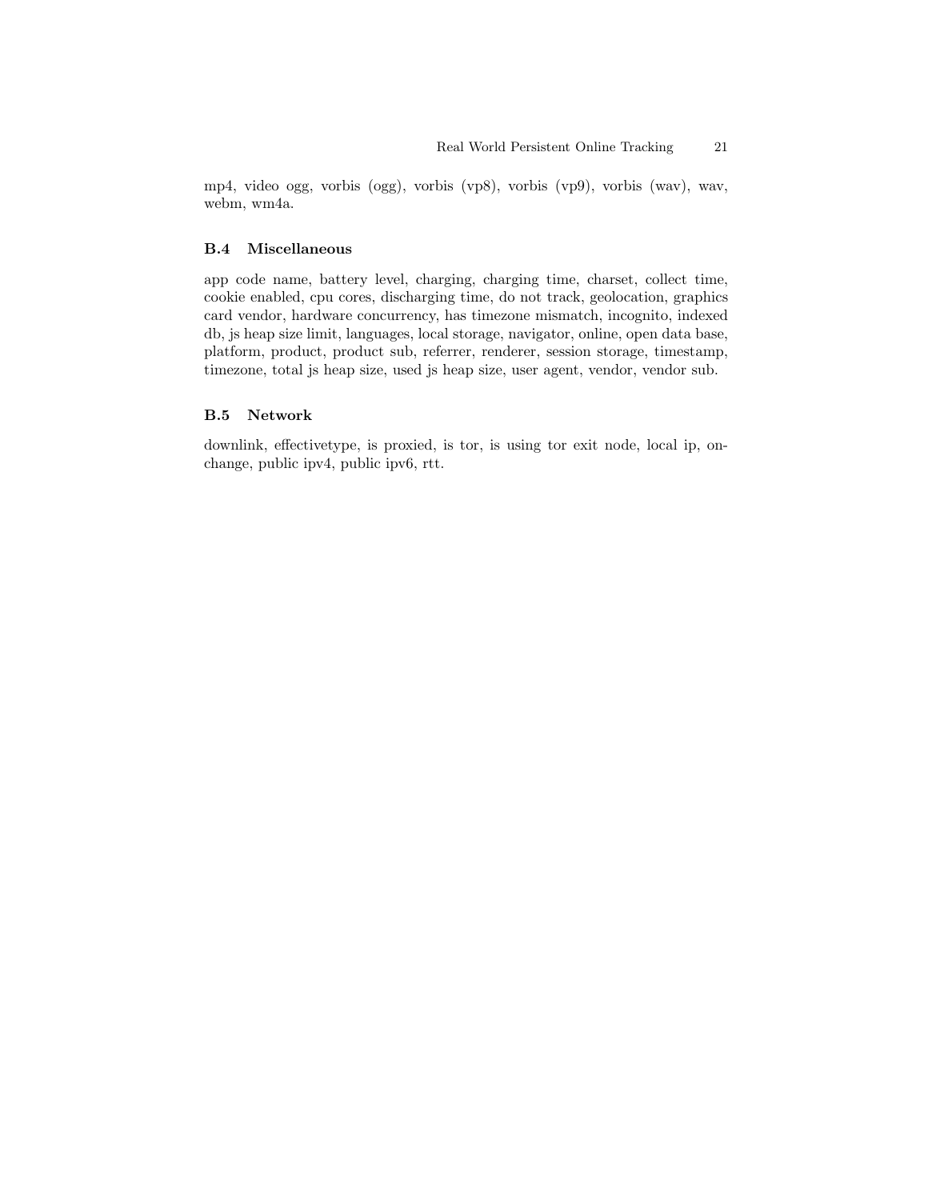mp4, video ogg, vorbis (ogg), vorbis (vp8), vorbis (vp9), vorbis (wav), wav, webm, wm4a.

### B.4 Miscellaneous

app code name, battery level, charging, charging time, charset, collect time, cookie enabled, cpu cores, discharging time, do not track, geolocation, graphics card vendor, hardware concurrency, has timezone mismatch, incognito, indexed db, js heap size limit, languages, local storage, navigator, online, open data base, platform, product, product sub, referrer, renderer, session storage, timestamp, timezone, total js heap size, used js heap size, user agent, vendor, vendor sub.

### B.5 Network

downlink, effectivetype, is proxied, is tor, is using tor exit node, local ip, onchange, public ipv4, public ipv6, rtt.